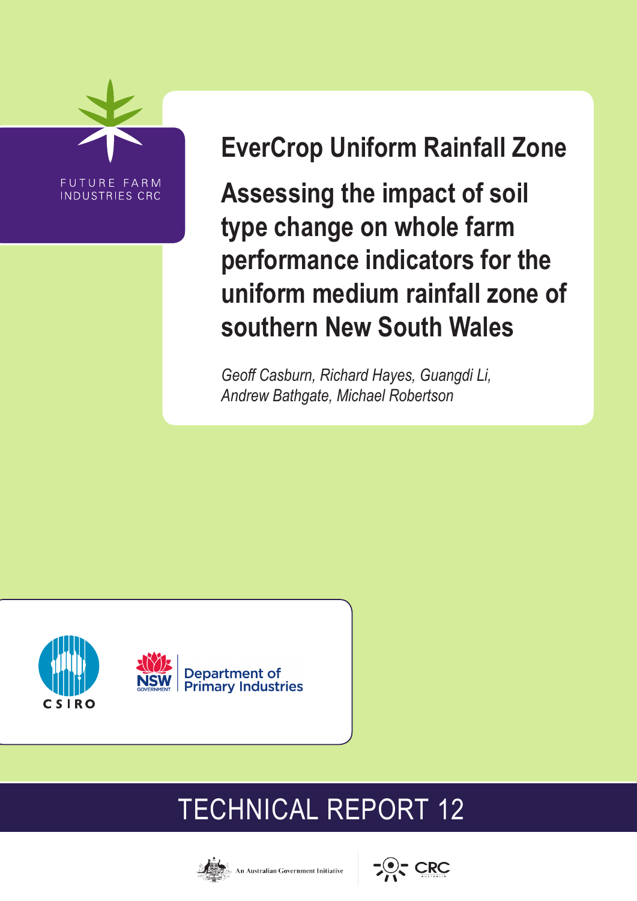FUTURE FARM INDUSTRIES CRC

# EverCrop Uniform Rainfall Zone

## Assessing the impact of soil type change on whole farm performance indicators for the uniform medium rainfall zone of southern New South Wales

*Geoff Casburn, Richard Hayes, Guangdi Li, Andrew Bathgate, Michael Robertson*

CSIRO

NSW Department of Primary Industries

TECHNICAL REPORT 12

An Australian Government Initiative

CRC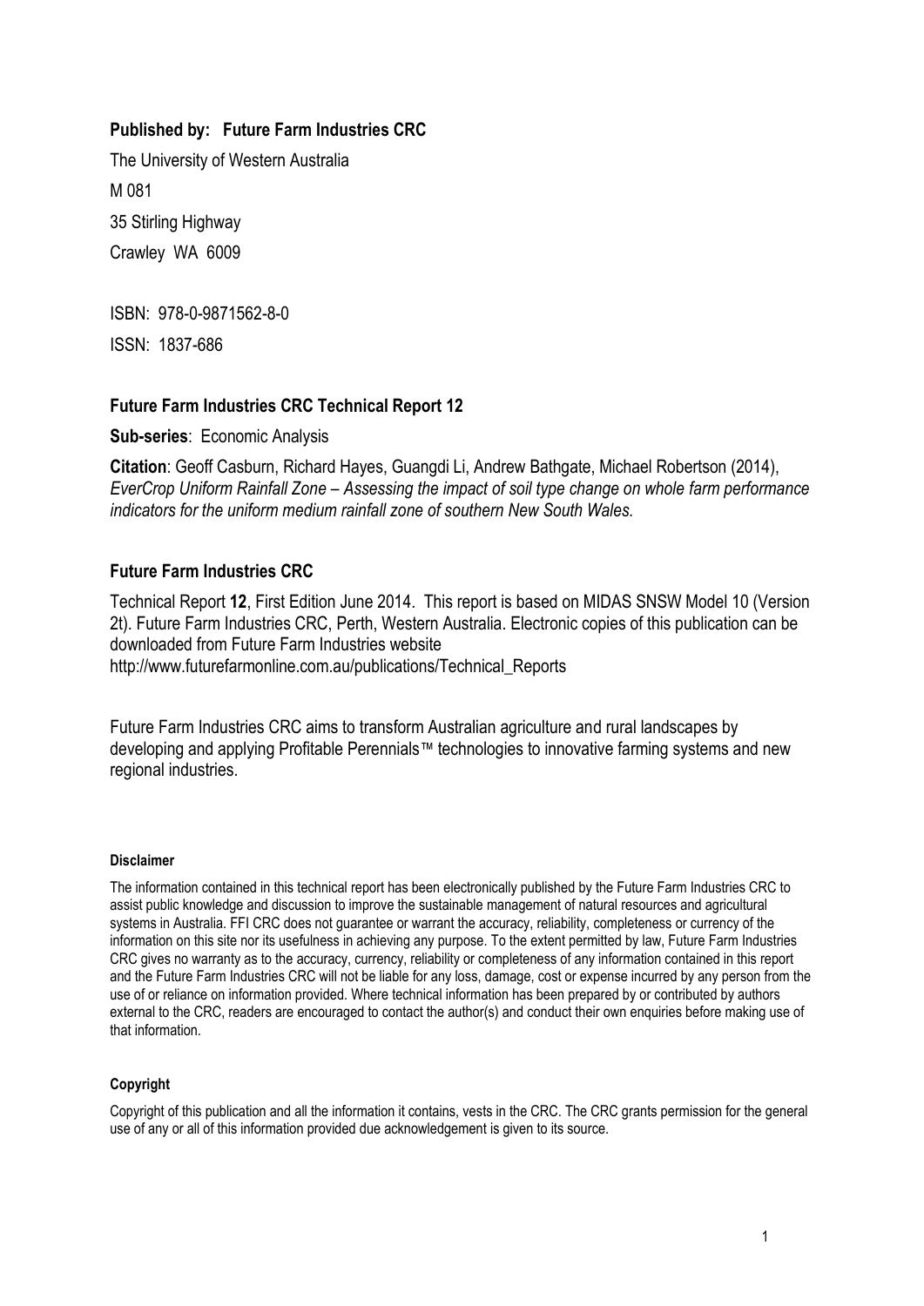**Published by: Future Farm Industries CRC**

The University of Western Australia

M 081

35 Stirling Highway

Crawley WA 6009

ISBN: 978-0-9871562-8-0

ISSN: 1837-686

## Future Farm Industries CRC Technical Report 12

**Sub-series**: Economic Analysis

**Citation**: Geoff Casburn, Richard Hayes, Guangdi Li, Andrew Bathgate, Michael Robertson (2014), *EverCrop Uniform Rainfall Zone – Assessing the impact of soil type change on whole farm performance indicators for the uniform medium rainfall zone of southern New South Wales.*

## Future Farm Industries CRC

Technical Report **12**, First Edition June 2014. This report is based on MIDAS SNSW Model 10 (Version 2t). Future Farm Industries CRC, Perth, Western Australia. Electronic copies of this publication can be downloaded from Future Farm Industries website http://www.futurefarmonline.com.au/publications/Technical_Reports

Future Farm Industries CRC aims to transform Australian agriculture and rural landscapes by developing and applying Profitable Perennials™ technologies to innovative farming systems and new regional industries.

#### Disclaimer

The information contained in this technical report has been electronically published by the Future Farm Industries CRC to assist public knowledge and discussion to improve the sustainable management of natural resources and agricultural systems in Australia. FFI CRC does not guarantee or warrant the accuracy, reliability, completeness or currency of the information on this site nor its usefulness in achieving any purpose. To the extent permitted by law, Future Farm Industries CRC gives no warranty as to the accuracy, currency, reliability or completeness of any information contained in this report and the Future Farm Industries CRC will not be liable for any loss, damage, cost or expense incurred by any person from the use of or reliance on information provided. Where technical information has been prepared by or contributed by authors external to the CRC, readers are encouraged to contact the author(s) and conduct their own enquiries before making use of that information.

#### Copyright

Copyright of this publication and all the information it contains, vests in the CRC. The CRC grants permission for the general use of any or all of this information provided due acknowledgement is given to its source.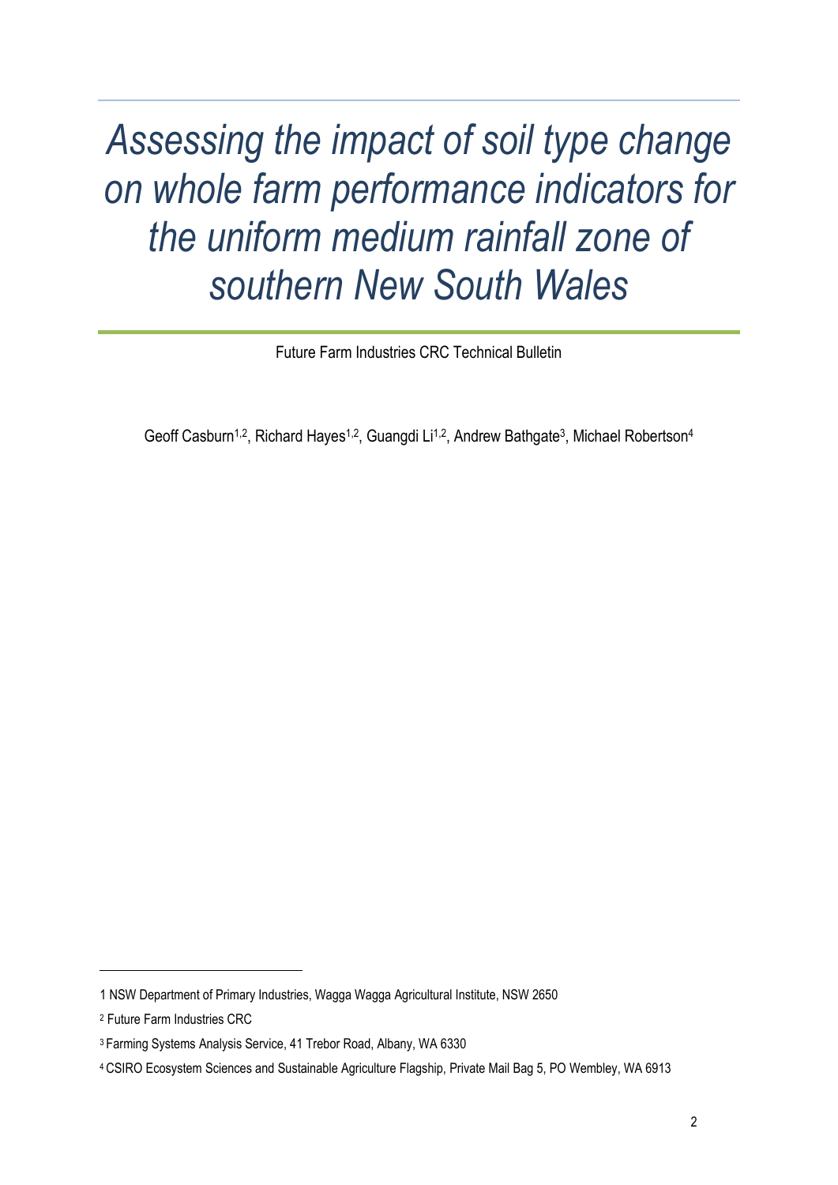# *Assessing the impact of soil type change on whole farm performance indicators for the uniform medium rainfall zone of southern New South Wales*

Future Farm Industries CRC Technical Bulletin

Geoff Casburn[1,2], Richard Hayes[1,2], Guangdi Li[1,2], Andrew Bathgate[3], Michael Robertson[4]

1 NSW Department of Primary Industries, Wagga Wagga Agricultural Institute, NSW 2650

[2] Future Farm Industries CRC

[3] Farming Systems Analysis Service, 41 Trebor Road, Albany, WA 6330

[4] CSIRO Ecosystem Sciences and Sustainable Agriculture Flagship, Private Mail Bag 5, PO Wembley, WA 6913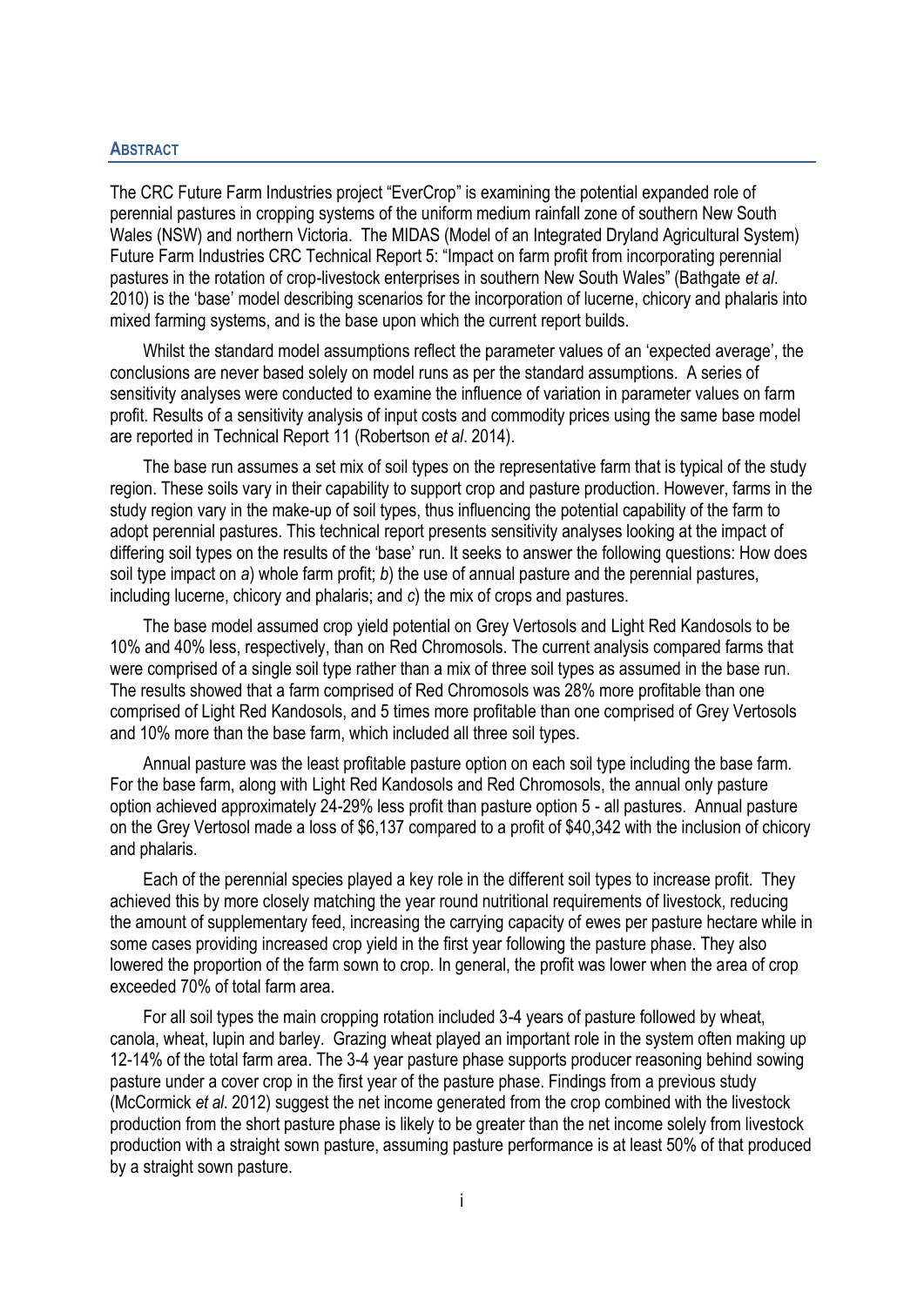## ABSTRACT

The CRC Future Farm Industries project "EverCrop" is examining the potential expanded role of perennial pastures in cropping systems of the uniform medium rainfall zone of southern New South Wales (NSW) and northern Victoria. The MIDAS (Model of an Integrated Dryland Agricultural System) Future Farm Industries CRC Technical Report 5: "Impact on farm profit from incorporating perennial pastures in the rotation of crop-livestock enterprises in southern New South Wales" (Bathgate *et al*. 2010) is the 'base' model describing scenarios for the incorporation of lucerne, chicory and phalaris into mixed farming systems, and is the base upon which the current report builds.

Whilst the standard model assumptions reflect the parameter values of an 'expected average', the conclusions are never based solely on model runs as per the standard assumptions. A series of sensitivity analyses were conducted to examine the influence of variation in parameter values on farm profit. Results of a sensitivity analysis of input costs and commodity prices using the same base model are reported in Technical Report 11 (Robertson *et al*. 2014).

The base run assumes a set mix of soil types on the representative farm that is typical of the study region. These soils vary in their capability to support crop and pasture production. However, farms in the study region vary in the make-up of soil types, thus influencing the potential capability of the farm to adopt perennial pastures. This technical report presents sensitivity analyses looking at the impact of differing soil types on the results of the 'base' run. It seeks to answer the following questions: How does soil type impact on *a*) whole farm profit; *b*) the use of annual pasture and the perennial pastures, including lucerne, chicory and phalaris; and *c*) the mix of crops and pastures.

The base model assumed crop yield potential on Grey Vertosols and Light Red Kandosols to be 10% and 40% less, respectively, than on Red Chromosols. The current analysis compared farms that were comprised of a single soil type rather than a mix of three soil types as assumed in the base run. The results showed that a farm comprised of Red Chromosols was 28% more profitable than one comprised of Light Red Kandosols, and 5 times more profitable than one comprised of Grey Vertosols and 10% more than the base farm, which included all three soil types.

Annual pasture was the least profitable pasture option on each soil type including the base farm. For the base farm, along with Light Red Kandosols and Red Chromosols, the annual only pasture option achieved approximately 24-29% less profit than pasture option 5 - all pastures. Annual pasture on the Grey Vertosol made a loss of $6,137 compared to a profit of $40,342 with the inclusion of chicory and phalaris.

Each of the perennial species played a key role in the different soil types to increase profit. They achieved this by more closely matching the year round nutritional requirements of livestock, reducing the amount of supplementary feed, increasing the carrying capacity of ewes per pasture hectare while in some cases providing increased crop yield in the first year following the pasture phase. They also lowered the proportion of the farm sown to crop. In general, the profit was lower when the area of crop exceeded 70% of total farm area.

For all soil types the main cropping rotation included 3-4 years of pasture followed by wheat, canola, wheat, lupin and barley. Grazing wheat played an important role in the system often making up 12-14% of the total farm area. The 3-4 year pasture phase supports producer reasoning behind sowing pasture under a cover crop in the first year of the pasture phase. Findings from a previous study (McCormick *et al*. 2012) suggest the net income generated from the crop combined with the livestock production from the short pasture phase is likely to be greater than the net income solely from livestock production with a straight sown pasture, assuming pasture performance is at least 50% of that produced by a straight sown pasture.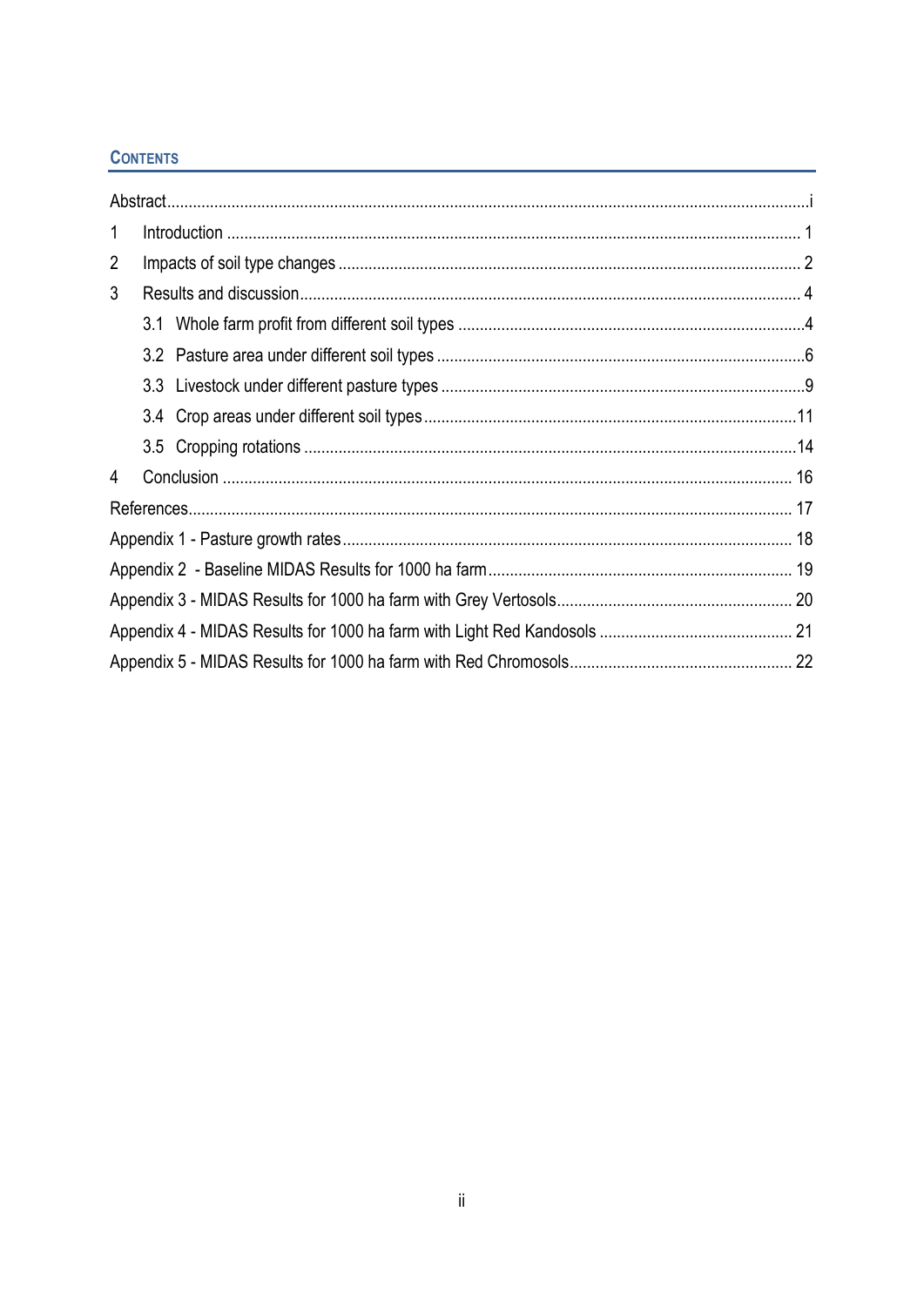## Contents

| | |
|---|---|
| Abstract | i |
| 1 Introduction | 1 |
| 2 Impacts of soil type changes | 2 |
| 3 Results and discussion | 4 |
| 3.1 Whole farm profit from different soil types | 4 |
| 3.2 Pasture area under different soil types | 6 |
| 3.3 Livestock under different pasture types | 9 |
| 3.4 Crop areas under different soil types | 11 |
| 3.5 Cropping rotations | 14 |
| 4 Conclusion | 16 |
| References | 17 |
| Appendix 1 - Pasture growth rates | 18 |
| Appendix 2 - Baseline MIDAS Results for 1000 ha farm | 19 |
| Appendix 3 - MIDAS Results for 1000 ha farm with Grey Vertosols | 20 |
| Appendix 4 - MIDAS Results for 1000 ha farm with Light Red Kandosols | 21 |
| Appendix 5 - MIDAS Results for 1000 ha farm with Red Chromosols | 22 |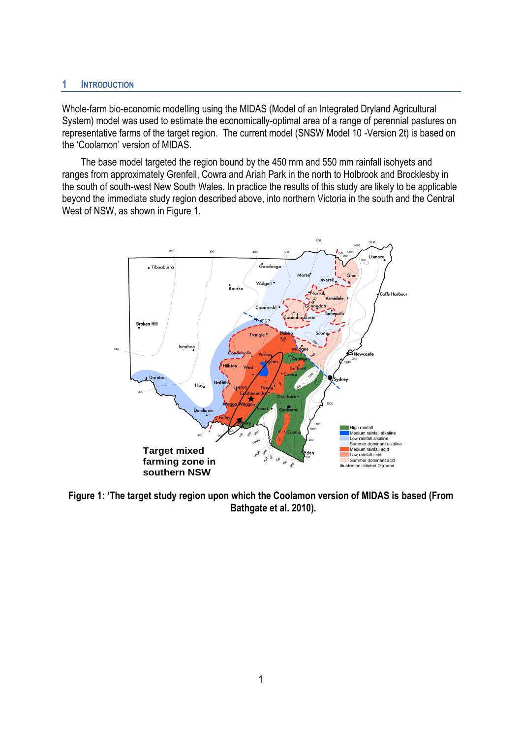# 1 INTRODUCTION

Whole-farm bio-economic modelling using the MIDAS (Model of an Integrated Dryland Agricultural System) model was used to estimate the economically-optimal area of a range of perennial pastures on representative farms of the target region. The current model (SNSW Model 10 -Version 2t) is based on the 'Coolamon' version of MIDAS.

The base model targeted the region bound by the 450 mm and 550 mm rainfall isohyets and ranges from approximately Grenfell, Cowra and Ariah Park in the north to Holbrook and Brocklesby in the south of south-west New South Wales. In practice the results of this study are likely to be applicable beyond the immediate study region described above, into northern Victoria in the south and the Central West of NSW, as shown in Figure 1.

**Figure 1: 'The target study region upon which the Coolamon version of MIDAS is based (From Bathgate et al. 2010).**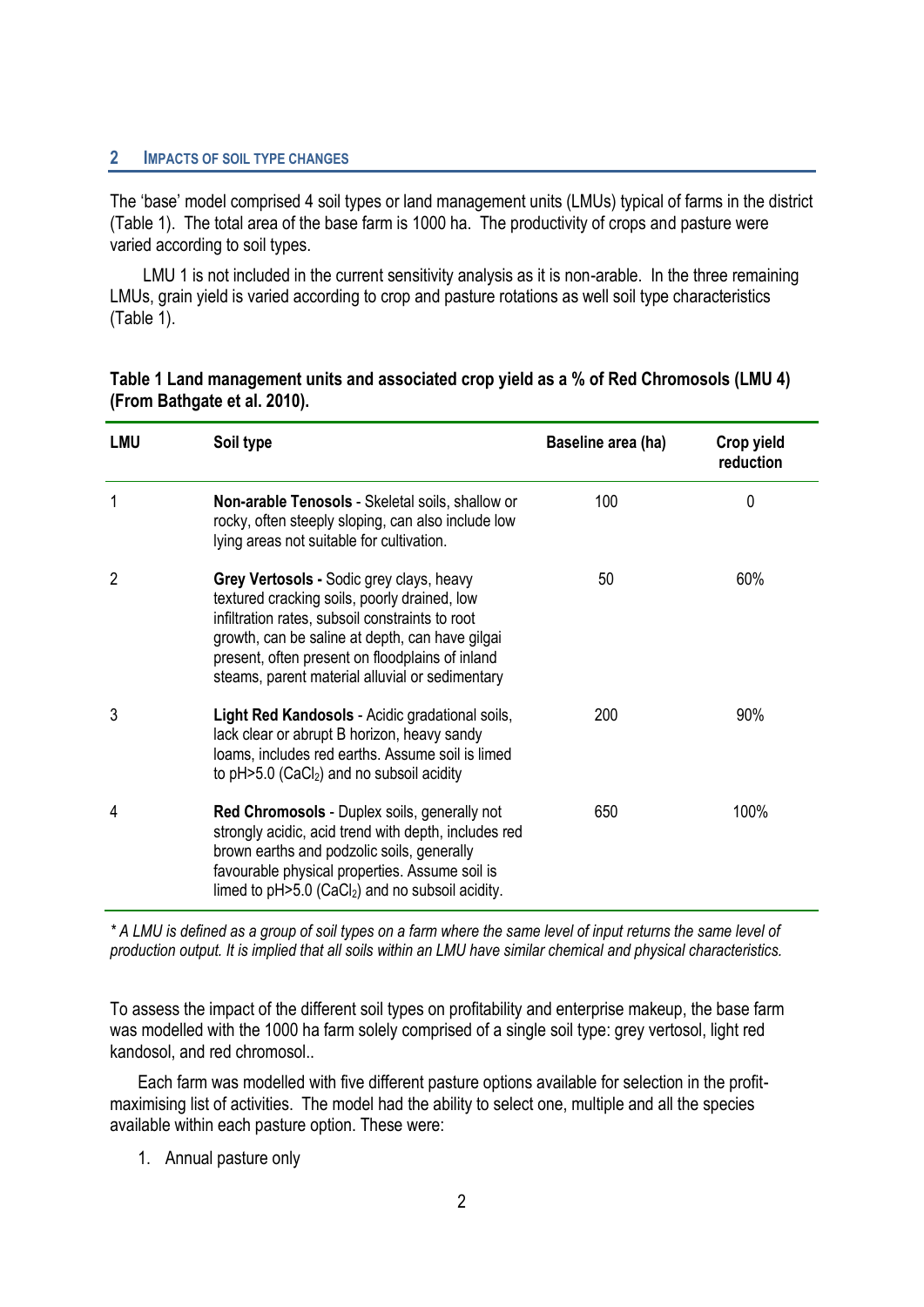## 2 IMPACTS OF SOIL TYPE CHANGES

The 'base' model comprised 4 soil types or land management units (LMUs) typical of farms in the district (Table 1). The total area of the base farm is 1000 ha. The productivity of crops and pasture were varied according to soil types.

LMU 1 is not included in the current sensitivity analysis as it is non-arable. In the three remaining LMUs, grain yield is varied according to crop and pasture rotations as well soil type characteristics (Table 1).

**Table 1 Land management units and associated crop yield as a % of Red Chromosols (LMU 4) (From Bathgate et al. 2010).**

| LMU | Soil type | Baseline area (ha) | Crop yield reduction |
|---|---|---|---|
| 1 | **Non-arable Tenosols** - Skeletal soils, shallow or rocky, often steeply sloping, can also include low lying areas not suitable for cultivation. | 100 | 0 |
| 2 | **Grey Vertosols -** Sodic grey clays, heavy textured cracking soils, poorly drained, low infiltration rates, subsoil constraints to root growth, can be saline at depth, can have gilgai present, often present on floodplains of inland steams, parent material alluvial or sedimentary | 50 | 60% |
| 3 | **Light Red Kandosols** - Acidic gradational soils, lack clear or abrupt B horizon, heavy sandy loams, includes red earths. Assume soil is limed to pH>5.0 ($CaCl_2$) and no subsoil acidity | 200 | 90% |
| 4 | **Red Chromosols** - Duplex soils, generally not strongly acidic, acid trend with depth, includes red brown earths and podzolic soils, generally favourable physical properties. Assume soil is limed to pH>5.0 ($CaCl_2$) and no subsoil acidity. | 650 | 100% |

*\* A LMU is defined as a group of soil types on a farm where the same level of input returns the same level of production output. It is implied that all soils within an LMU have similar chemical and physical characteristics.*

To assess the impact of the different soil types on profitability and enterprise makeup, the base farm was modelled with the 1000 ha farm solely comprised of a single soil type: grey vertosol, light red kandosol, and red chromosol..

Each farm was modelled with five different pasture options available for selection in the profit-maximising list of activities. The model had the ability to select one, multiple and all the species available within each pasture option. These were:

1. Annual pasture only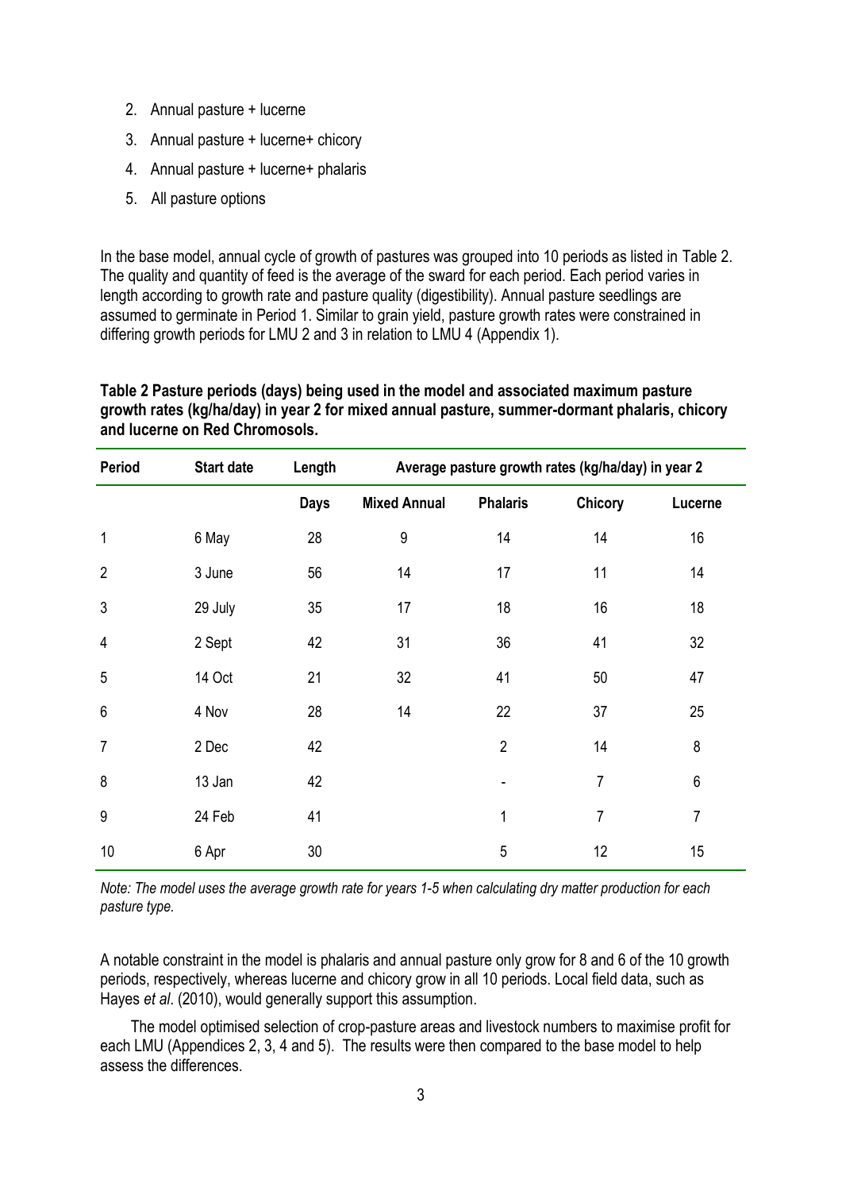2. Annual pasture + lucerne
3. Annual pasture + lucerne+ chicory
4. Annual pasture + lucerne+ phalaris
5. All pasture options

In the base model, annual cycle of growth of pastures was grouped into 10 periods as listed in Table 2. The quality and quantity of feed is the average of the sward for each period. Each period varies in length according to growth rate and pasture quality (digestibility). Annual pasture seedlings are assumed to germinate in Period 1. Similar to grain yield, pasture growth rates were constrained in differing growth periods for LMU 2 and 3 in relation to LMU 4 (Appendix 1).

**Table 2 Pasture periods (days) being used in the model and associated maximum pasture growth rates (kg/ha/day) in year 2 for mixed annual pasture, summer-dormant phalaris, chicory and lucerne on Red Chromosols.**

| Period | Start date | Length | Average pasture growth rates (kg/ha/day) in year 2 | | | |
|---|---|---|---|---|---|---|
| | | Days | Mixed Annual | Phalaris | Chicory | Lucerne |
| 1 | 6 May | 28 | 9 | 14 | 14 | 16 |
| 2 | 3 June | 56 | 14 | 17 | 11 | 14 |
| 3 | 29 July | 35 | 17 | 18 | 16 | 18 |
| 4 | 2 Sept | 42 | 31 | 36 | 41 | 32 |
| 5 | 14 Oct | 21 | 32 | 41 | 50 | 47 |
| 6 | 4 Nov | 28 | 14 | 22 | 37 | 25 |
| 7 | 2 Dec | 42 | | 2 | 14 | 8 |
| 8 | 13 Jan | 42 | | - | 7 | 6 |
| 9 | 24 Feb | 41 | | 1 | 7 | 7 |
| 10 | 6 Apr | 30 | | 5 | 12 | 15 |

*Note: The model uses the average growth rate for years 1-5 when calculating dry matter production for each pasture type.*

A notable constraint in the model is phalaris and annual pasture only grow for 8 and 6 of the 10 growth periods, respectively, whereas lucerne and chicory grow in all 10 periods. Local field data, such as Hayes *et al*. (2010), would generally support this assumption.

The model optimised selection of crop-pasture areas and livestock numbers to maximise profit for each LMU (Appendices 2, 3, 4 and 5). The results were then compared to the base model to help assess the differences.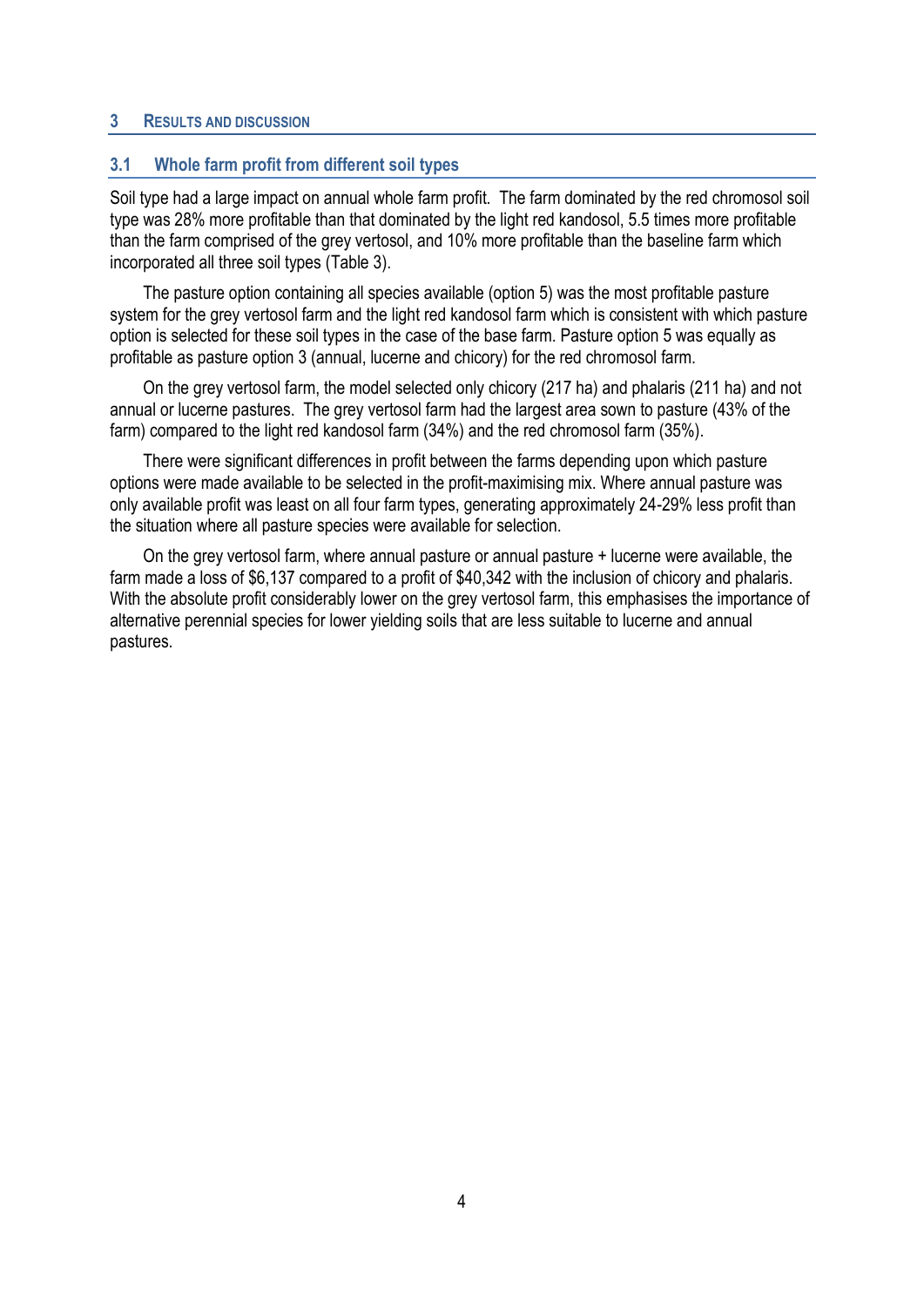# 3 Results and discussion

## 3.1 Whole farm profit from different soil types

Soil type had a large impact on annual whole farm profit. The farm dominated by the red chromosol soil type was 28% more profitable than that dominated by the light red kandosol, 5.5 times more profitable than the farm comprised of the grey vertosol, and 10% more profitable than the baseline farm which incorporated all three soil types (Table 3).

The pasture option containing all species available (option 5) was the most profitable pasture system for the grey vertosol farm and the light red kandosol farm which is consistent with which pasture option is selected for these soil types in the case of the base farm. Pasture option 5 was equally as profitable as pasture option 3 (annual, lucerne and chicory) for the red chromosol farm.

On the grey vertosol farm, the model selected only chicory (217 ha) and phalaris (211 ha) and not annual or lucerne pastures. The grey vertosol farm had the largest area sown to pasture (43% of the farm) compared to the light red kandosol farm (34%) and the red chromosol farm (35%).

There were significant differences in profit between the farms depending upon which pasture options were made available to be selected in the profit-maximising mix. Where annual pasture was only available profit was least on all four farm types, generating approximately 24-29% less profit than the situation where all pasture species were available for selection.

On the grey vertosol farm, where annual pasture or annual pasture + lucerne were available, the farm made a loss of $6,137 compared to a profit of $40,342 with the inclusion of chicory and phalaris. With the absolute profit considerably lower on the grey vertosol farm, this emphasises the importance of alternative perennial species for lower yielding soils that are less suitable to lucerne and annual pastures.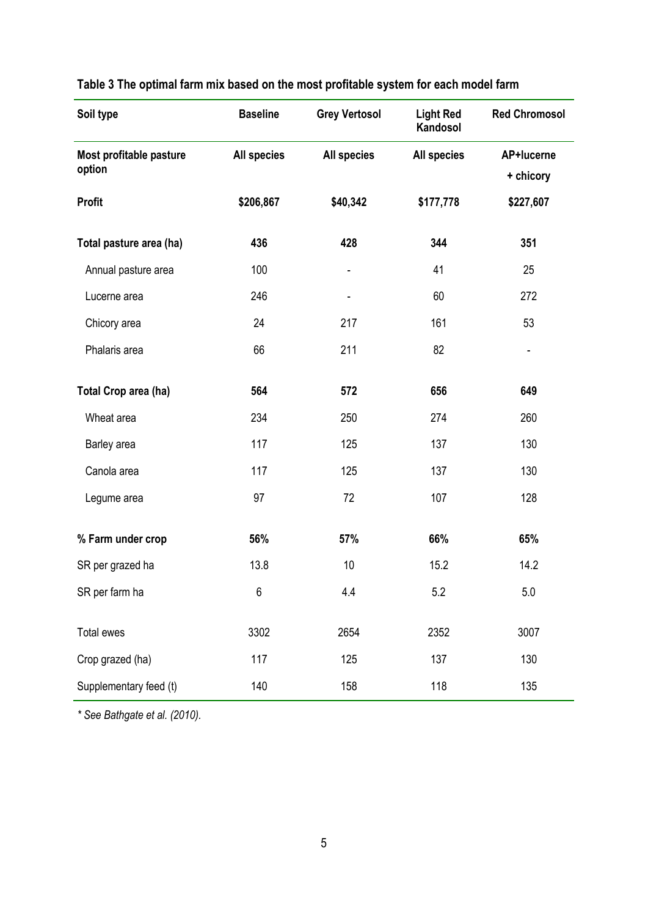**Table 3 The optimal farm mix based on the most profitable system for each model farm**

| Soil type | Baseline | Grey Vertosol | Light Red Kandosol | Red Chromosol |
|---|---|---|---|---|
| **Most profitable pasture option** | **All species** | **All species** | **All species** | **AP+lucerne + chicory** |
| **Profit** | **$206,867** | **$40,342** | **$177,778** | **$227,607** |
| **Total pasture area (ha)** | **436** | **428** | **344** | **351** |
| Annual pasture area | 100 | - | 41 | 25 |
| Lucerne area | 246 | - | 60 | 272 |
| Chicory area | 24 | 217 | 161 | 53 |
| Phalaris area | 66 | 211 | 82 | - |
| **Total Crop area (ha)** | **564** | **572** | **656** | **649** |
| Wheat area | 234 | 250 | 274 | 260 |
| Barley area | 117 | 125 | 137 | 130 |
| Canola area | 117 | 125 | 137 | 130 |
| Legume area | 97 | 72 | 107 | 128 |
| **% Farm under crop** | **56%** | **57%** | **66%** | **65%** |
| SR per grazed ha | 13.8 | 10 | 15.2 | 14.2 |
| SR per farm ha | 6 | 4.4 | 5.2 | 5.0 |
| Total ewes | 3302 | 2654 | 2352 | 3007 |
| Crop grazed (ha) | 117 | 125 | 137 | 130 |
| Supplementary feed (t) | 140 | 158 | 118 | 135 |

*\* See Bathgate et al. (2010).*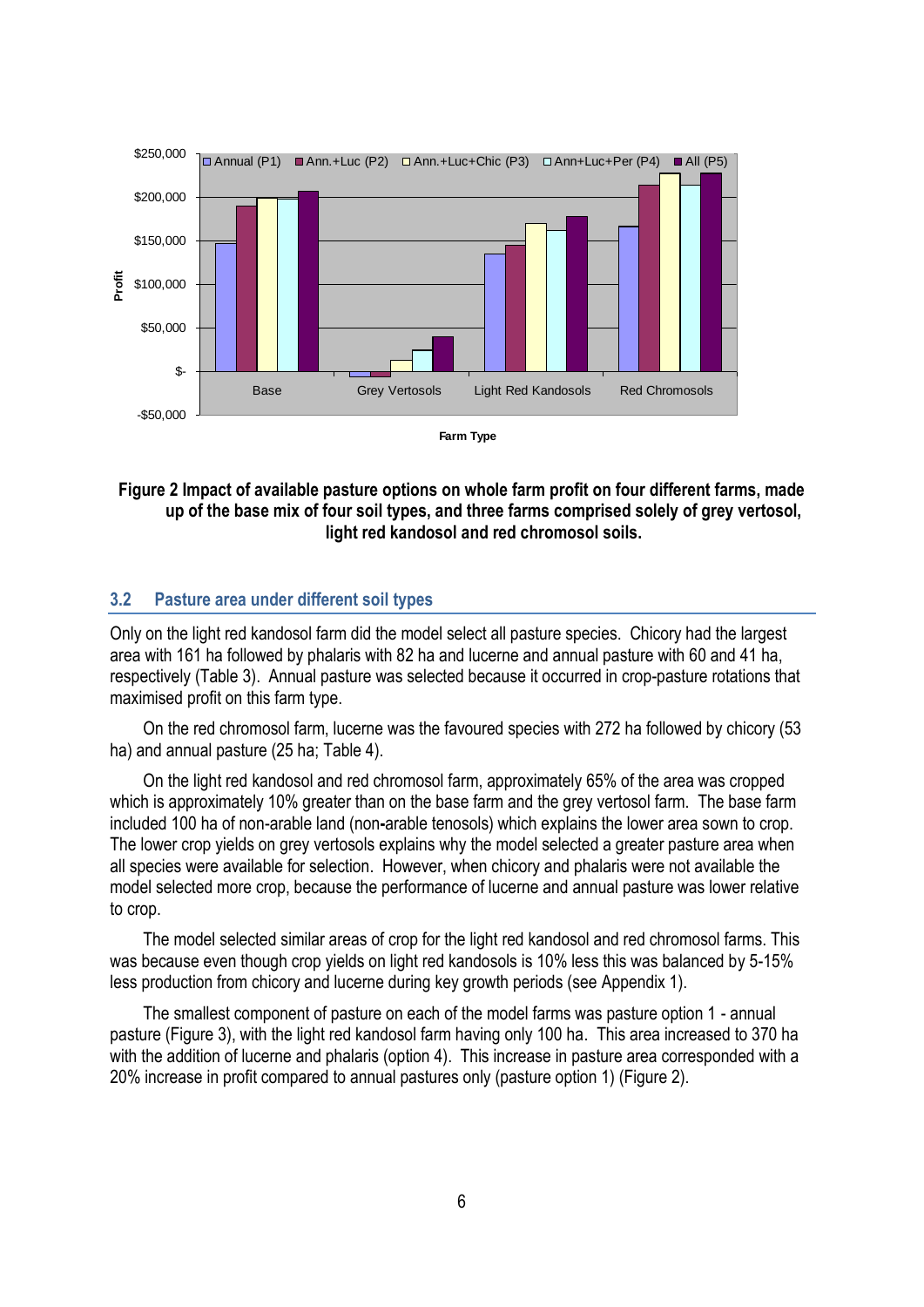**Figure 2 Impact of available pasture options on whole farm profit on four different farms, made up of the base mix of four soil types, and three farms comprised solely of grey vertosol, light red kandosol and red chromosol soils.**

## 3.2 Pasture area under different soil types

Only on the light red kandosol farm did the model select all pasture species. Chicory had the largest area with 161 ha followed by phalaris with 82 ha and lucerne and annual pasture with 60 and 41 ha, respectively (Table 3). Annual pasture was selected because it occurred in crop-pasture rotations that maximised profit on this farm type.

On the red chromosol farm, lucerne was the favoured species with 272 ha followed by chicory (53 ha) and annual pasture (25 ha; Table 4).

On the light red kandosol and red chromosol farm, approximately 65% of the area was cropped which is approximately 10% greater than on the base farm and the grey vertosol farm. The base farm included 100 ha of non-arable land (non-arable tenosols) which explains the lower area sown to crop. The lower crop yields on grey vertosols explains why the model selected a greater pasture area when all species were available for selection. However, when chicory and phalaris were not available the model selected more crop, because the performance of lucerne and annual pasture was lower relative to crop.

The model selected similar areas of crop for the light red kandosol and red chromosol farms. This was because even though crop yields on light red kandosols is 10% less this was balanced by 5-15% less production from chicory and lucerne during key growth periods (see Appendix 1).

The smallest component of pasture on each of the model farms was pasture option 1 - annual pasture (Figure 3), with the light red kandosol farm having only 100 ha. This area increased to 370 ha with the addition of lucerne and phalaris (option 4). This increase in pasture area corresponded with a 20% increase in profit compared to annual pastures only (pasture option 1) (Figure 2).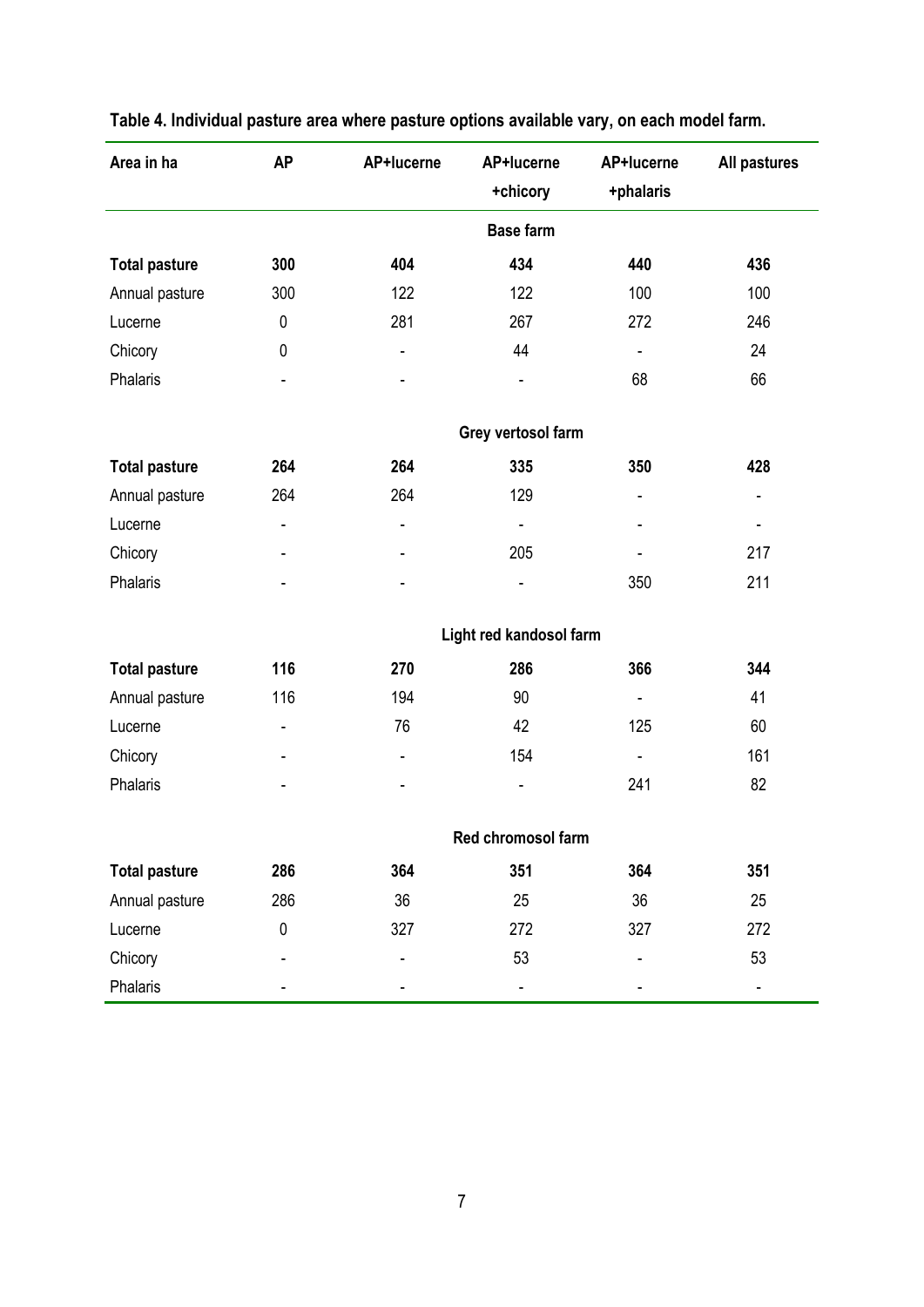**Table 4. Individual pasture area where pasture options available vary, on each model farm.**

| Area in ha | AP | AP+lucerne | AP+lucerne +chicory | AP+lucerne +phalaris | All pastures |
|---|---|---|---|---|---|
| | | | **Base farm** | | |
| **Total pasture** | **300** | **404** | **434** | **440** | **436** |
| Annual pasture | 300 | 122 | 122 | 100 | 100 |
| Lucerne | 0 | 281 | 267 | 272 | 246 |
| Chicory | 0 | - | 44 | - | 24 |
| Phalaris | - | - | - | 68 | 66 |
| | | | **Grey vertosol farm** | | |
| **Total pasture** | **264** | **264** | **335** | **350** | **428** |
| Annual pasture | 264 | 264 | 129 | - | - |
| Lucerne | - | - | - | - | - |
| Chicory | - | - | 205 | - | 217 |
| Phalaris | - | - | - | 350 | 211 |
| | | | **Light red kandosol farm** | | |
| **Total pasture** | **116** | **270** | **286** | **366** | **344** |
| Annual pasture | 116 | 194 | 90 | - | 41 |
| Lucerne | - | 76 | 42 | 125 | 60 |
| Chicory | - | - | 154 | - | 161 |
| Phalaris | - | - | - | 241 | 82 |
| | | | **Red chromosol farm** | | |
| **Total pasture** | **286** | **364** | **351** | **364** | **351** |
| Annual pasture | 286 | 36 | 25 | 36 | 25 |
| Lucerne | 0 | 327 | 272 | 327 | 272 |
| Chicory | - | - | 53 | - | 53 |
| Phalaris | - | - | - | - | - |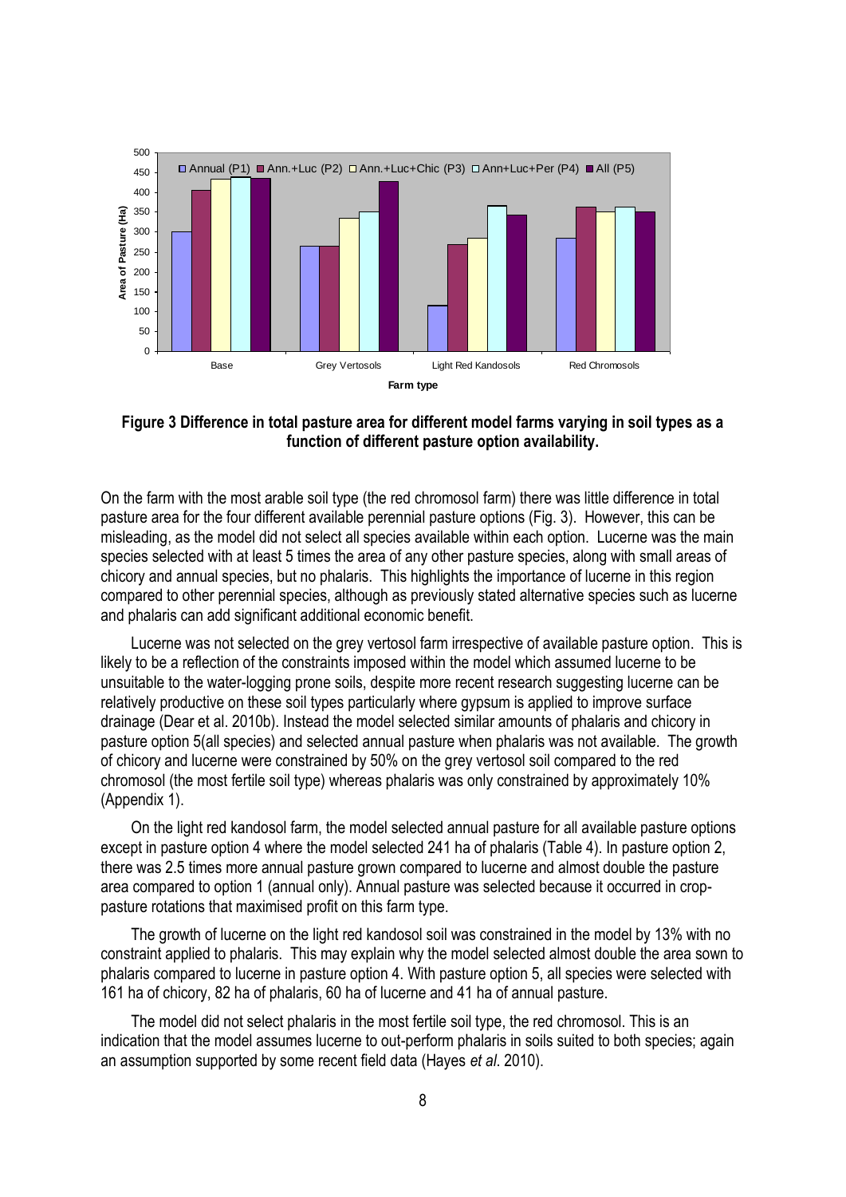**Figure 3 Difference in total pasture area for different model farms varying in soil types as a function of different pasture option availability.**

On the farm with the most arable soil type (the red chromosol farm) there was little difference in total pasture area for the four different available perennial pasture options (Fig. 3). However, this can be misleading, as the model did not select all species available within each option. Lucerne was the main species selected with at least 5 times the area of any other pasture species, along with small areas of chicory and annual species, but no phalaris. This highlights the importance of lucerne in this region compared to other perennial species, although as previously stated alternative species such as lucerne and phalaris can add significant additional economic benefit.

Lucerne was not selected on the grey vertosol farm irrespective of available pasture option. This is likely to be a reflection of the constraints imposed within the model which assumed lucerne to be unsuitable to the water-logging prone soils, despite more recent research suggesting lucerne can be relatively productive on these soil types particularly where gypsum is applied to improve surface drainage (Dear et al. 2010b). Instead the model selected similar amounts of phalaris and chicory in pasture option 5(all species) and selected annual pasture when phalaris was not available. The growth of chicory and lucerne were constrained by 50% on the grey vertosol soil compared to the red chromosol (the most fertile soil type) whereas phalaris was only constrained by approximately 10% (Appendix 1).

On the light red kandosol farm, the model selected annual pasture for all available pasture options except in pasture option 4 where the model selected 241 ha of phalaris (Table 4). In pasture option 2, there was 2.5 times more annual pasture grown compared to lucerne and almost double the pasture area compared to option 1 (annual only). Annual pasture was selected because it occurred in crop-pasture rotations that maximised profit on this farm type.

The growth of lucerne on the light red kandosol soil was constrained in the model by 13% with no constraint applied to phalaris. This may explain why the model selected almost double the area sown to phalaris compared to lucerne in pasture option 4. With pasture option 5, all species were selected with 161 ha of chicory, 82 ha of phalaris, 60 ha of lucerne and 41 ha of annual pasture.

The model did not select phalaris in the most fertile soil type, the red chromosol. This is an indication that the model assumes lucerne to out-perform phalaris in soils suited to both species; again an assumption supported by some recent field data (Hayes *et al*. 2010).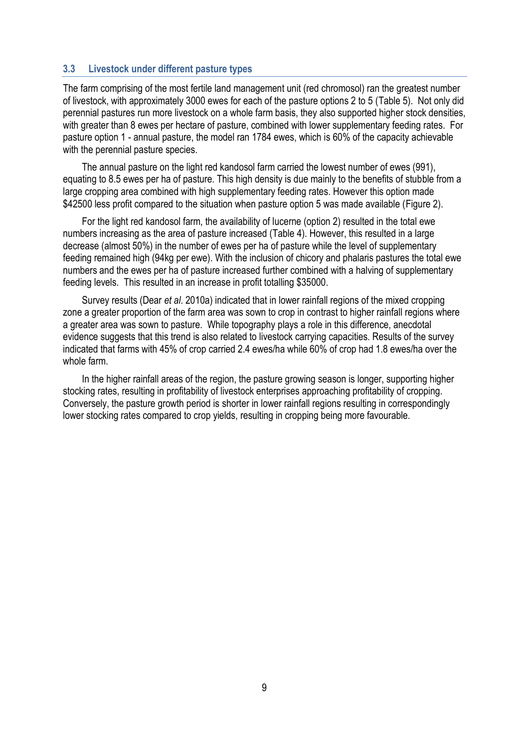### 3.3 Livestock under different pasture types

The farm comprising of the most fertile land management unit (red chromosol) ran the greatest number of livestock, with approximately 3000 ewes for each of the pasture options 2 to 5 (Table 5). Not only did perennial pastures run more livestock on a whole farm basis, they also supported higher stock densities, with greater than 8 ewes per hectare of pasture, combined with lower supplementary feeding rates. For pasture option 1 - annual pasture, the model ran 1784 ewes, which is 60% of the capacity achievable with the perennial pasture species.

The annual pasture on the light red kandosol farm carried the lowest number of ewes (991), equating to 8.5 ewes per ha of pasture. This high density is due mainly to the benefits of stubble from a large cropping area combined with high supplementary feeding rates. However this option made $42500 less profit compared to the situation when pasture option 5 was made available (Figure 2).

For the light red kandosol farm, the availability of lucerne (option 2) resulted in the total ewe numbers increasing as the area of pasture increased (Table 4). However, this resulted in a large decrease (almost 50%) in the number of ewes per ha of pasture while the level of supplementary feeding remained high (94kg per ewe). With the inclusion of chicory and phalaris pastures the total ewe numbers and the ewes per ha of pasture increased further combined with a halving of supplementary feeding levels. This resulted in an increase in profit totalling $35000.

Survey results (Dear *et al*. 2010a) indicated that in lower rainfall regions of the mixed cropping zone a greater proportion of the farm area was sown to crop in contrast to higher rainfall regions where a greater area was sown to pasture. While topography plays a role in this difference, anecdotal evidence suggests that this trend is also related to livestock carrying capacities. Results of the survey indicated that farms with 45% of crop carried 2.4 ewes/ha while 60% of crop had 1.8 ewes/ha over the whole farm.

In the higher rainfall areas of the region, the pasture growing season is longer, supporting higher stocking rates, resulting in profitability of livestock enterprises approaching profitability of cropping. Conversely, the pasture growth period is shorter in lower rainfall regions resulting in correspondingly lower stocking rates compared to crop yields, resulting in cropping being more favourable.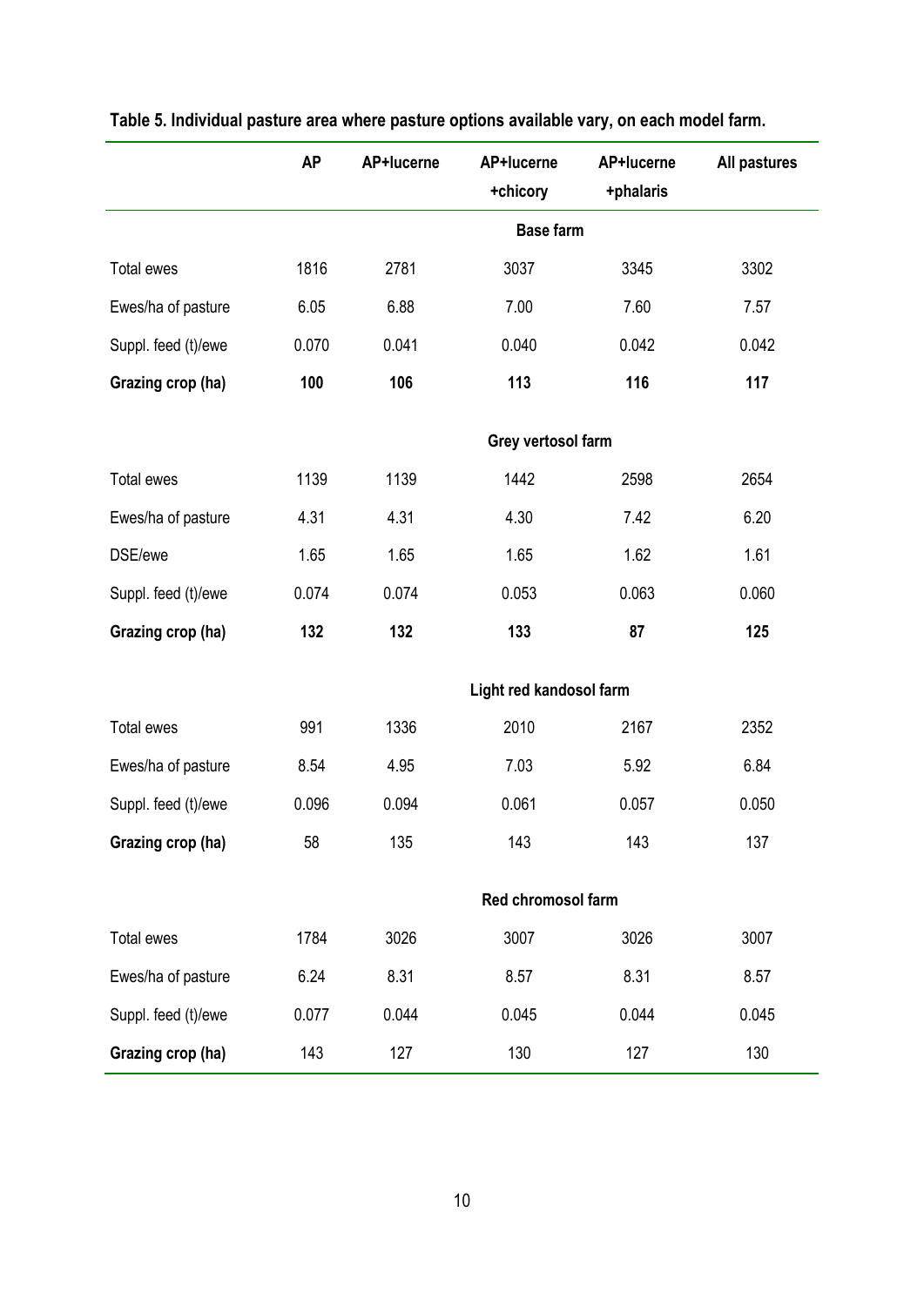**Table 5. Individual pasture area where pasture options available vary, on each model farm.**

| | AP | AP+lucerne | AP+lucerne +chicory | AP+lucerne +phalaris | All pastures |
|---|---|---|---|---|---|
| | | | **Base farm** | | |
| Total ewes | 1816 | 2781 | 3037 | 3345 | 3302 |
| Ewes/ha of pasture | 6.05 | 6.88 | 7.00 | 7.60 | 7.57 |
| Suppl. feed (t)/ewe | 0.070 | 0.041 | 0.040 | 0.042 | 0.042 |
| **Grazing crop (ha)** | **100** | **106** | **113** | **116** | **117** |
| | | | **Grey vertosol farm** | | |
| Total ewes | 1139 | 1139 | 1442 | 2598 | 2654 |
| Ewes/ha of pasture | 4.31 | 4.31 | 4.30 | 7.42 | 6.20 |
| DSE/ewe | 1.65 | 1.65 | 1.65 | 1.62 | 1.61 |
| Suppl. feed (t)/ewe | 0.074 | 0.074 | 0.053 | 0.063 | 0.060 |
| **Grazing crop (ha)** | **132** | **132** | **133** | **87** | **125** |
| | | | **Light red kandosol farm** | | |
| Total ewes | 991 | 1336 | 2010 | 2167 | 2352 |
| Ewes/ha of pasture | 8.54 | 4.95 | 7.03 | 5.92 | 6.84 |
| Suppl. feed (t)/ewe | 0.096 | 0.094 | 0.061 | 0.057 | 0.050 |
| **Grazing crop (ha)** | 58 | 135 | 143 | 143 | 137 |
| | | | **Red chromosol farm** | | |
| Total ewes | 1784 | 3026 | 3007 | 3026 | 3007 |
| Ewes/ha of pasture | 6.24 | 8.31 | 8.57 | 8.31 | 8.57 |
| Suppl. feed (t)/ewe | 0.077 | 0.044 | 0.045 | 0.044 | 0.045 |
| **Grazing crop (ha)** | 143 | 127 | 130 | 127 | 130 |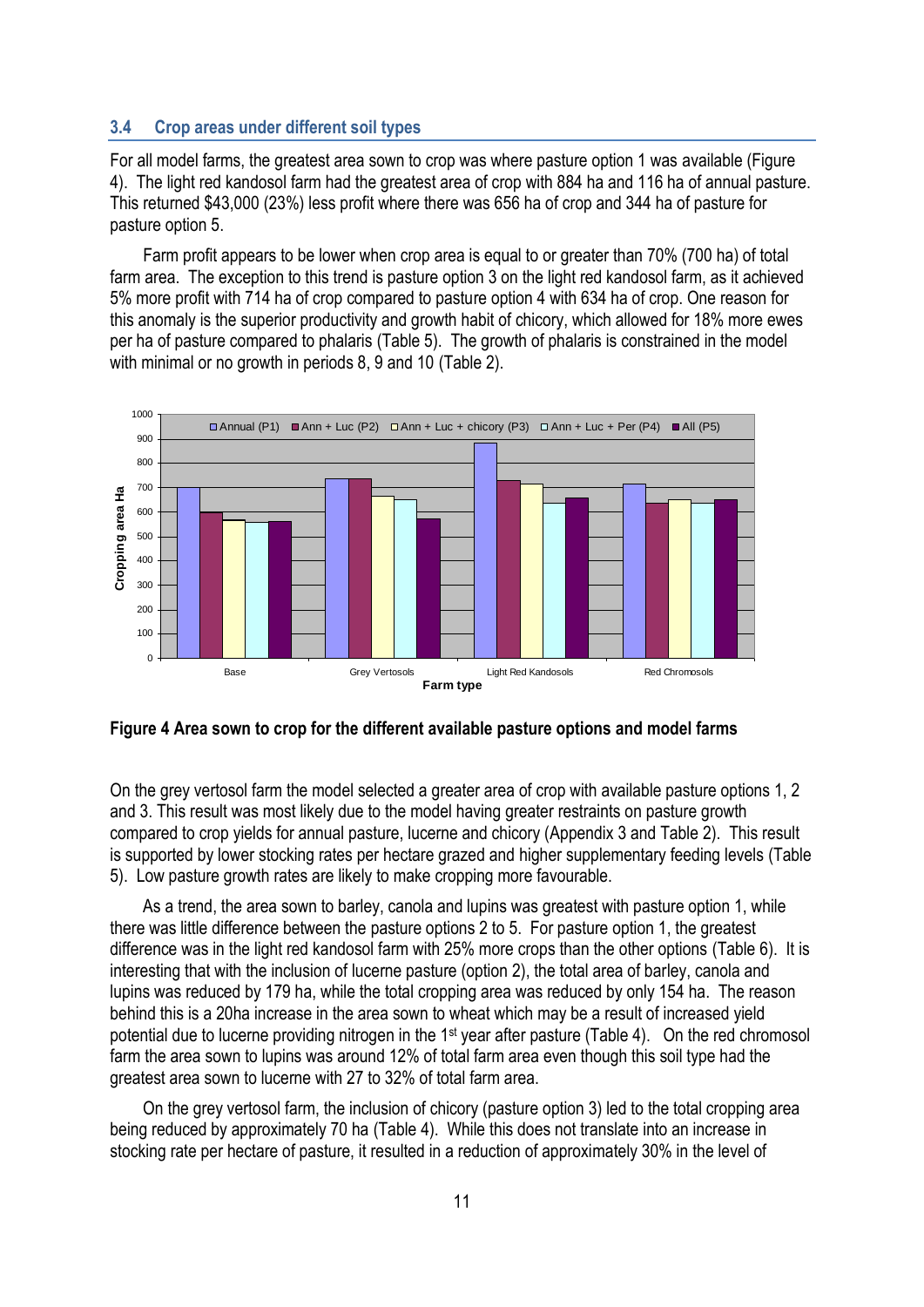## 3.4 Crop areas under different soil types

For all model farms, the greatest area sown to crop was where pasture option 1 was available (Figure 4). The light red kandosol farm had the greatest area of crop with 884 ha and 116 ha of annual pasture. This returned $43,000 (23%) less profit where there was 656 ha of crop and 344 ha of pasture for pasture option 5.

Farm profit appears to be lower when crop area is equal to or greater than 70% (700 ha) of total farm area. The exception to this trend is pasture option 3 on the light red kandosol farm, as it achieved 5% more profit with 714 ha of crop compared to pasture option 4 with 634 ha of crop. One reason for this anomaly is the superior productivity and growth habit of chicory, which allowed for 18% more ewes per ha of pasture compared to phalaris (Table 5). The growth of phalaris is constrained in the model with minimal or no growth in periods 8, 9 and 10 (Table 2).

**Figure 4 Area sown to crop for the different available pasture options and model farms**

On the grey vertosol farm the model selected a greater area of crop with available pasture options 1, 2 and 3. This result was most likely due to the model having greater restraints on pasture growth compared to crop yields for annual pasture, lucerne and chicory (Appendix 3 and Table 2). This result is supported by lower stocking rates per hectare grazed and higher supplementary feeding levels (Table 5). Low pasture growth rates are likely to make cropping more favourable.

As a trend, the area sown to barley, canola and lupins was greatest with pasture option 1, while there was little difference between the pasture options 2 to 5. For pasture option 1, the greatest difference was in the light red kandosol farm with 25% more crops than the other options (Table 6). It is interesting that with the inclusion of lucerne pasture (option 2), the total area of barley, canola and lupins was reduced by 179 ha, while the total cropping area was reduced by only 154 ha. The reason behind this is a 20ha increase in the area sown to wheat which may be a result of increased yield potential due to lucerne providing nitrogen in the 1st year after pasture (Table 4). On the red chromosol farm the area sown to lupins was around 12% of total farm area even though this soil type had the greatest area sown to lucerne with 27 to 32% of total farm area.

On the grey vertosol farm, the inclusion of chicory (pasture option 3) led to the total cropping area being reduced by approximately 70 ha (Table 4). While this does not translate into an increase in stocking rate per hectare of pasture, it resulted in a reduction of approximately 30% in the level of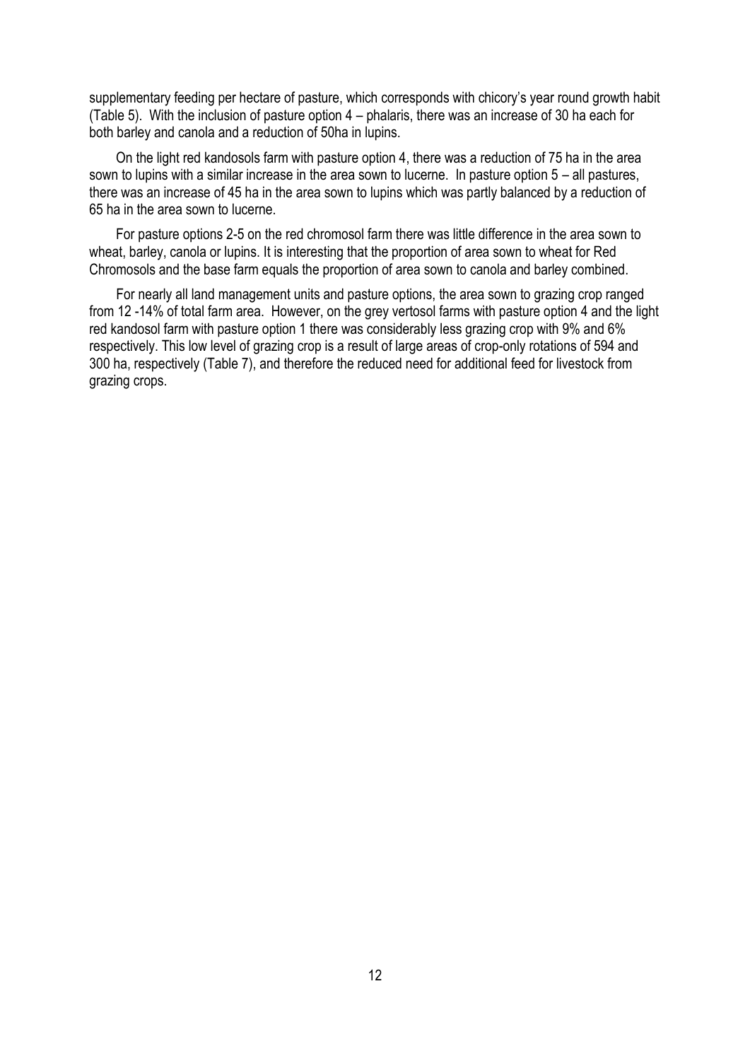supplementary feeding per hectare of pasture, which corresponds with chicory's year round growth habit (Table 5). With the inclusion of pasture option 4 – phalaris, there was an increase of 30 ha each for both barley and canola and a reduction of 50ha in lupins.

On the light red kandosols farm with pasture option 4, there was a reduction of 75 ha in the area sown to lupins with a similar increase in the area sown to lucerne. In pasture option 5 – all pastures, there was an increase of 45 ha in the area sown to lupins which was partly balanced by a reduction of 65 ha in the area sown to lucerne.

For pasture options 2-5 on the red chromosol farm there was little difference in the area sown to wheat, barley, canola or lupins. It is interesting that the proportion of area sown to wheat for Red Chromosols and the base farm equals the proportion of area sown to canola and barley combined.

For nearly all land management units and pasture options, the area sown to grazing crop ranged from 12 -14% of total farm area. However, on the grey vertosol farms with pasture option 4 and the light red kandosol farm with pasture option 1 there was considerably less grazing crop with 9% and 6% respectively. This low level of grazing crop is a result of large areas of crop-only rotations of 594 and 300 ha, respectively (Table 7), and therefore the reduced need for additional feed for livestock from grazing crops.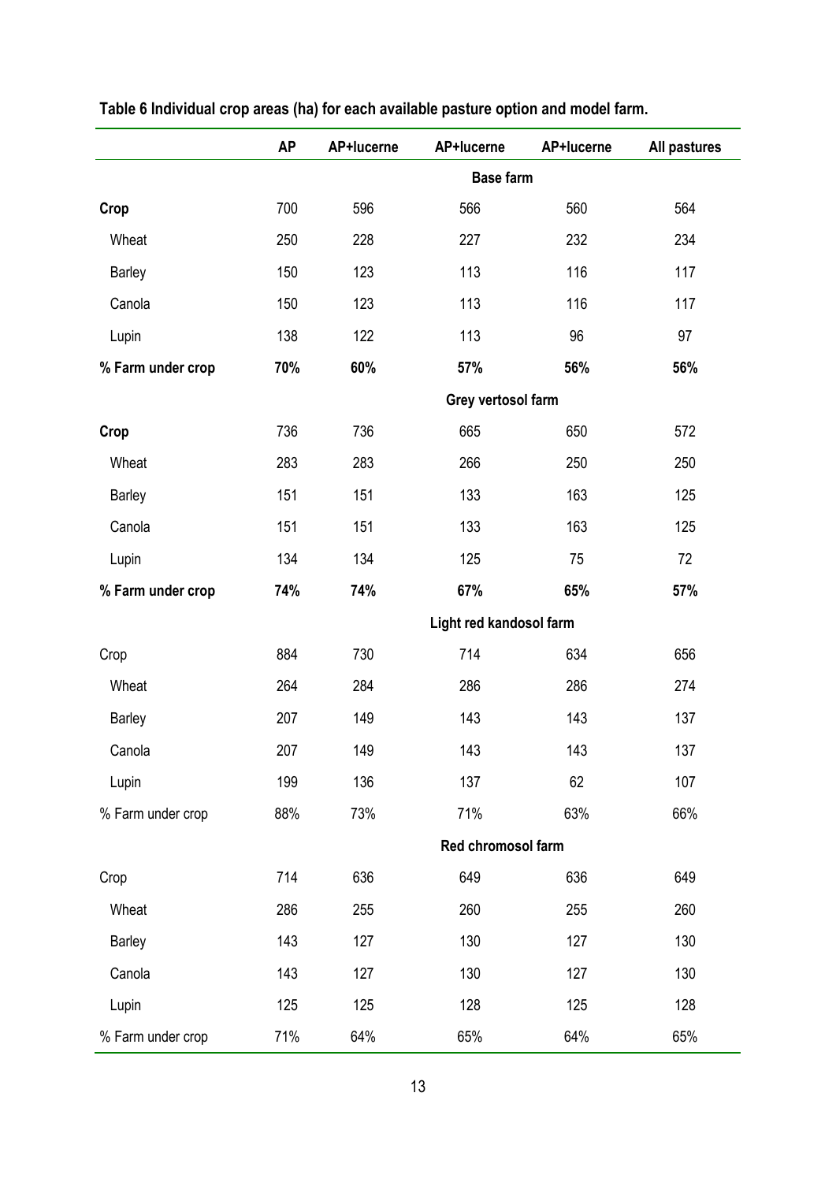**Table 6 Individual crop areas (ha) for each available pasture option and model farm.**

| | AP | AP+lucerne | AP+lucerne | AP+lucerne | All pastures |
|---|---|---|---|---|---|
| | | | **Base farm** | | |
| **Crop** | 700 | 596 | 566 | 560 | 564 |
| Wheat | 250 | 228 | 227 | 232 | 234 |
| Barley | 150 | 123 | 113 | 116 | 117 |
| Canola | 150 | 123 | 113 | 116 | 117 |
| Lupin | 138 | 122 | 113 | 96 | 97 |
| **% Farm under crop** | **70%** | **60%** | **57%** | **56%** | **56%** |
| | | | **Grey vertosol farm** | | |
| **Crop** | 736 | 736 | 665 | 650 | 572 |
| Wheat | 283 | 283 | 266 | 250 | 250 |
| Barley | 151 | 151 | 133 | 163 | 125 |
| Canola | 151 | 151 | 133 | 163 | 125 |
| Lupin | 134 | 134 | 125 | 75 | 72 |
| **% Farm under crop** | **74%** | **74%** | **67%** | **65%** | **57%** |
| | | | **Light red kandosol farm** | | |
| Crop | 884 | 730 | 714 | 634 | 656 |
| Wheat | 264 | 284 | 286 | 286 | 274 |
| Barley | 207 | 149 | 143 | 143 | 137 |
| Canola | 207 | 149 | 143 | 143 | 137 |
| Lupin | 199 | 136 | 137 | 62 | 107 |
| % Farm under crop | 88% | 73% | 71% | 63% | 66% |
| | | | **Red chromosol farm** | | |
| Crop | 714 | 636 | 649 | 636 | 649 |
| Wheat | 286 | 255 | 260 | 255 | 260 |
| Barley | 143 | 127 | 130 | 127 | 130 |
| Canola | 143 | 127 | 130 | 127 | 130 |
| Lupin | 125 | 125 | 128 | 125 | 128 |
| % Farm under crop | 71% | 64% | 65% | 64% | 65% |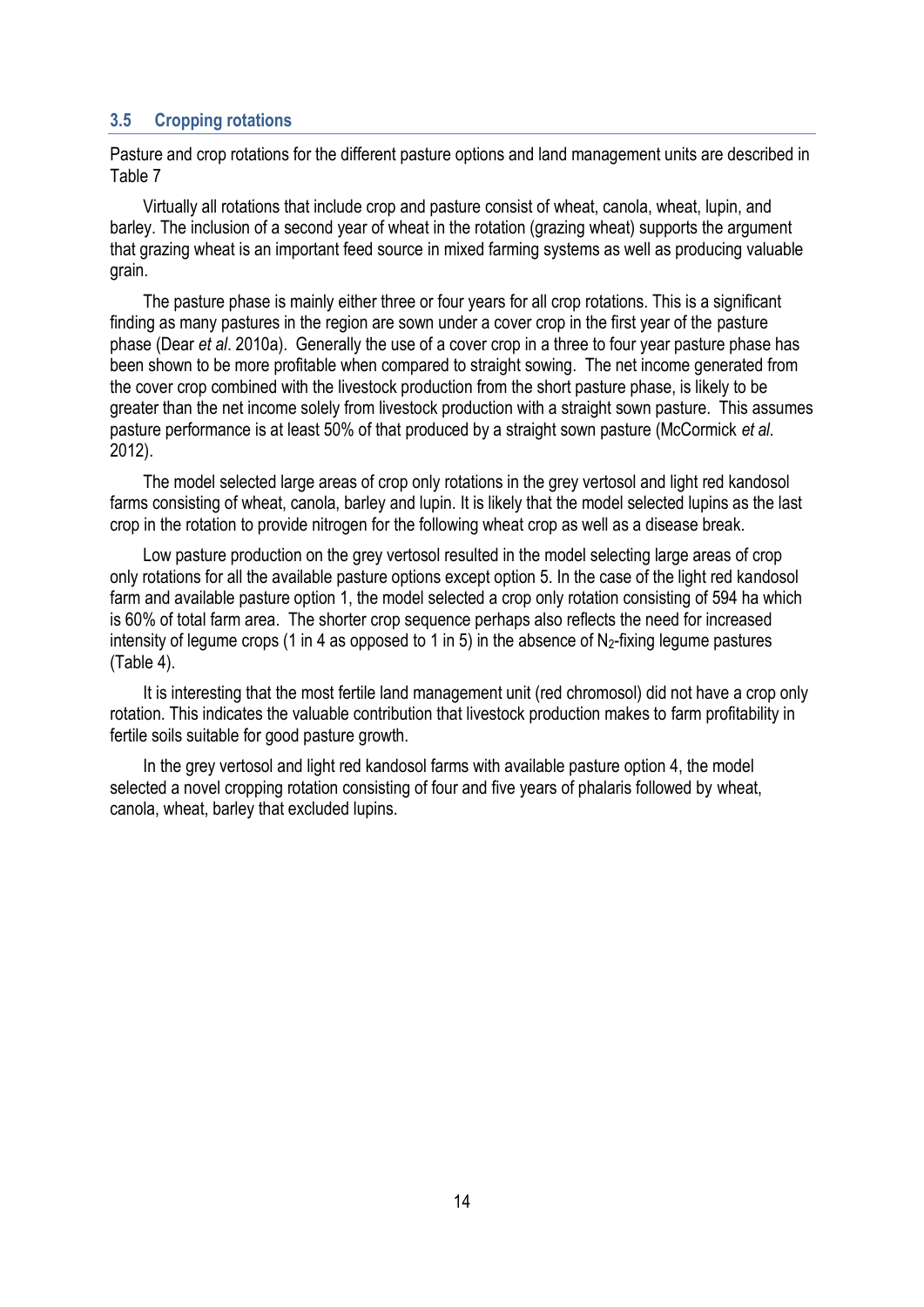### 3.5 Cropping rotations

Pasture and crop rotations for the different pasture options and land management units are described in Table 7

Virtually all rotations that include crop and pasture consist of wheat, canola, wheat, lupin, and barley. The inclusion of a second year of wheat in the rotation (grazing wheat) supports the argument that grazing wheat is an important feed source in mixed farming systems as well as producing valuable grain.

The pasture phase is mainly either three or four years for all crop rotations. This is a significant finding as many pastures in the region are sown under a cover crop in the first year of the pasture phase (Dear *et al*. 2010a). Generally the use of a cover crop in a three to four year pasture phase has been shown to be more profitable when compared to straight sowing. The net income generated from the cover crop combined with the livestock production from the short pasture phase, is likely to be greater than the net income solely from livestock production with a straight sown pasture. This assumes pasture performance is at least 50% of that produced by a straight sown pasture (McCormick *et al*. 2012).

The model selected large areas of crop only rotations in the grey vertosol and light red kandosol farms consisting of wheat, canola, barley and lupin. It is likely that the model selected lupins as the last crop in the rotation to provide nitrogen for the following wheat crop as well as a disease break.

Low pasture production on the grey vertosol resulted in the model selecting large areas of crop only rotations for all the available pasture options except option 5. In the case of the light red kandosol farm and available pasture option 1, the model selected a crop only rotation consisting of 594 ha which is 60% of total farm area. The shorter crop sequence perhaps also reflects the need for increased intensity of legume crops (1 in 4 as opposed to 1 in 5) in the absence of $N_2$-fixing legume pastures (Table 4).

It is interesting that the most fertile land management unit (red chromosol) did not have a crop only rotation. This indicates the valuable contribution that livestock production makes to farm profitability in fertile soils suitable for good pasture growth.

In the grey vertosol and light red kandosol farms with available pasture option 4, the model selected a novel cropping rotation consisting of four and five years of phalaris followed by wheat, canola, wheat, barley that excluded lupins.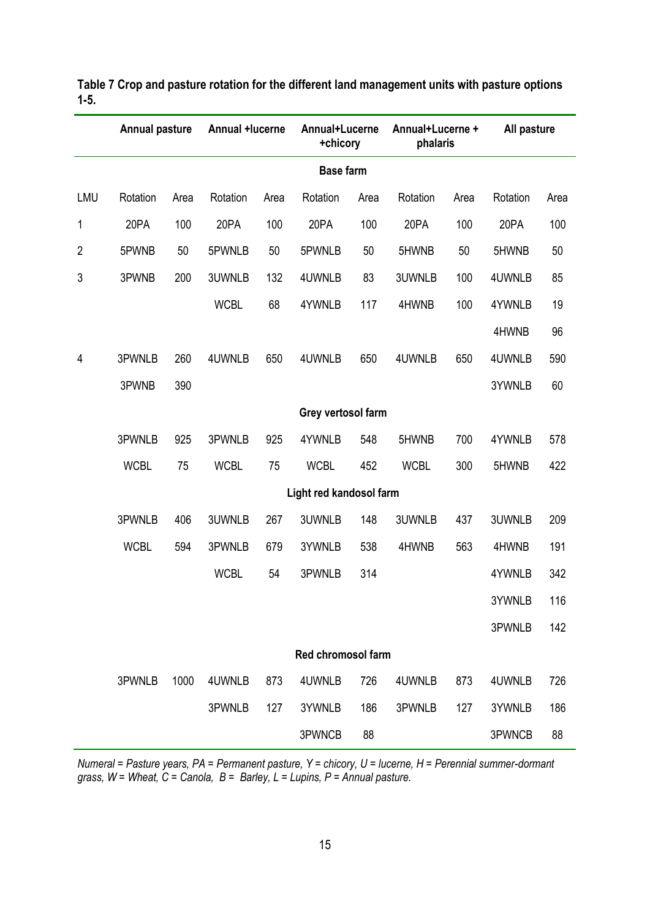**Table 7 Crop and pasture rotation for the different land management units with pasture options 1-5.**

| | Annual pasture | | Annual +lucerne | | Annual+Lucerne +chicory | | Annual+Lucerne + phalaris | | All pasture | |
|---|---|---|---|---|---|---|---|---|---|---|
| | | | | | **Base farm** | | | | | |
| LMU | Rotation | Area | Rotation | Area | Rotation | Area | Rotation | Area | Rotation | Area |
| 1 | 20PA | 100 | 20PA | 100 | 20PA | 100 | 20PA | 100 | 20PA | 100 |
| 2 | 5PWNB | 50 | 5PWNLB | 50 | 5PWNLB | 50 | 5HWNB | 50 | 5HWNB | 50 |
| 3 | 3PWNB | 200 | 3UWNLB | 132 | 4UWNLB | 83 | 3UWNLB | 100 | 4UWNLB | 85 |
| | | | WCBL | 68 | 4YWNLB | 117 | 4HWNB | 100 | 4YWNLB | 19 |
| | | | | | | | | | 4HWNB | 96 |
| 4 | 3PWNLB | 260 | 4UWNLB | 650 | 4UWNLB | 650 | 4UWNLB | 650 | 4UWNLB | 590 |
| | 3PWNB | 390 | | | | | | | 3YWNLB | 60 |
| | | | | | **Grey vertosol farm** | | | | | |
| | 3PWNLB | 925 | 3PWNLB | 925 | 4YWNLB | 548 | 5HWNB | 700 | 4YWNLB | 578 |
| | WCBL | 75 | WCBL | 75 | WCBL | 452 | WCBL | 300 | 5HWNB | 422 |
| | | | | | **Light red kandosol farm** | | | | | |
| | 3PWNLB | 406 | 3UWNLB | 267 | 3UWNLB | 148 | 3UWNLB | 437 | 3UWNLB | 209 |
| | WCBL | 594 | 3PWNLB | 679 | 3YWNLB | 538 | 4HWNB | 563 | 4HWNB | 191 |
| | | | WCBL | 54 | 3PWNLB | 314 | | | 4YWNLB | 342 |
| | | | | | | | | | 3YWNLB | 116 |
| | | | | | | | | | 3PWNLB | 142 |
| | | | | | **Red chromosol farm** | | | | | |
| | 3PWNLB | 1000 | 4UWNLB | 873 | 4UWNLB | 726 | 4UWNLB | 873 | 4UWNLB | 726 |
| | | | 3PWNLB | 127 | 3YWNLB | 186 | 3PWNLB | 127 | 3YWNLB | 186 |
| | | | | | 3PWNCB | 88 | | | 3PWNCB | 88 |

*Numeral = Pasture years, PA = Permanent pasture, Y = chicory, U = lucerne, H = Perennial summer-dormant grass, W = Wheat, C = Canola, B = Barley, L = Lupins, P = Annual pasture.*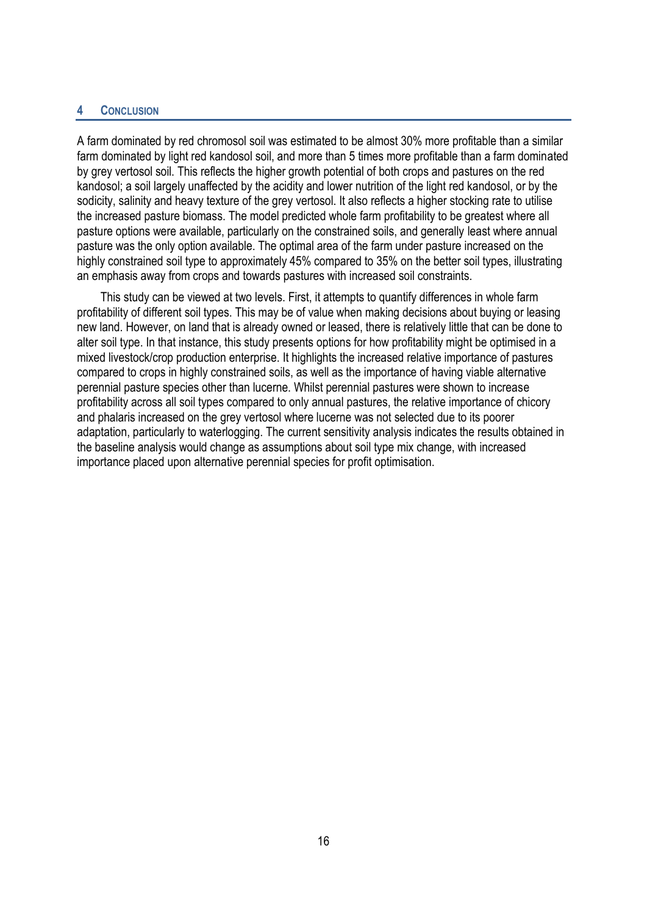# 4 CONCLUSION

A farm dominated by red chromosol soil was estimated to be almost 30% more profitable than a similar farm dominated by light red kandosol soil, and more than 5 times more profitable than a farm dominated by grey vertosol soil. This reflects the higher growth potential of both crops and pastures on the red kandosol; a soil largely unaffected by the acidity and lower nutrition of the light red kandosol, or by the sodicity, salinity and heavy texture of the grey vertosol. It also reflects a higher stocking rate to utilise the increased pasture biomass. The model predicted whole farm profitability to be greatest where all pasture options were available, particularly on the constrained soils, and generally least where annual pasture was the only option available. The optimal area of the farm under pasture increased on the highly constrained soil type to approximately 45% compared to 35% on the better soil types, illustrating an emphasis away from crops and towards pastures with increased soil constraints.

This study can be viewed at two levels. First, it attempts to quantify differences in whole farm profitability of different soil types. This may be of value when making decisions about buying or leasing new land. However, on land that is already owned or leased, there is relatively little that can be done to alter soil type. In that instance, this study presents options for how profitability might be optimised in a mixed livestock/crop production enterprise. It highlights the increased relative importance of pastures compared to crops in highly constrained soils, as well as the importance of having viable alternative perennial pasture species other than lucerne. Whilst perennial pastures were shown to increase profitability across all soil types compared to only annual pastures, the relative importance of chicory and phalaris increased on the grey vertosol where lucerne was not selected due to its poorer adaptation, particularly to waterlogging. The current sensitivity analysis indicates the results obtained in the baseline analysis would change as assumptions about soil type mix change, with increased importance placed upon alternative perennial species for profit optimisation.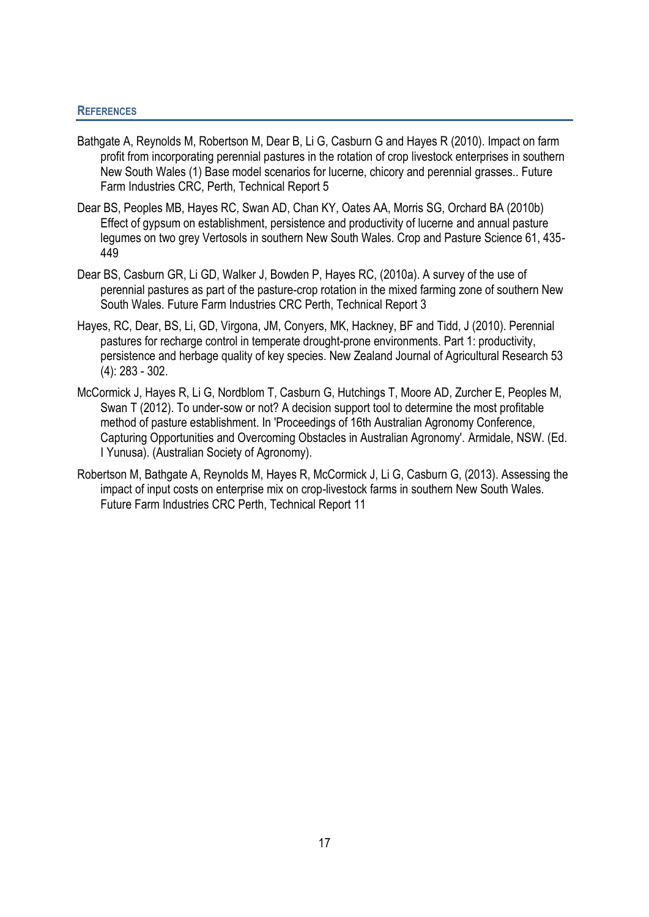## REFERENCES

Bathgate A, Reynolds M, Robertson M, Dear B, Li G, Casburn G and Hayes R (2010). Impact on farm profit from incorporating perennial pastures in the rotation of crop livestock enterprises in southern New South Wales (1) Base model scenarios for lucerne, chicory and perennial grasses.. Future Farm Industries CRC, Perth, Technical Report 5

Dear BS, Peoples MB, Hayes RC, Swan AD, Chan KY, Oates AA, Morris SG, Orchard BA (2010b) Effect of gypsum on establishment, persistence and productivity of lucerne and annual pasture legumes on two grey Vertosols in southern New South Wales. Crop and Pasture Science 61, 435-449

Dear BS, Casburn GR, Li GD, Walker J, Bowden P, Hayes RC, (2010a). A survey of the use of perennial pastures as part of the pasture-crop rotation in the mixed farming zone of southern New South Wales. Future Farm Industries CRC Perth, Technical Report 3

Hayes, RC, Dear, BS, Li, GD, Virgona, JM, Conyers, MK, Hackney, BF and Tidd, J (2010). Perennial pastures for recharge control in temperate drought-prone environments. Part 1: productivity, persistence and herbage quality of key species. New Zealand Journal of Agricultural Research 53 (4): 283 - 302.

McCormick J, Hayes R, Li G, Nordblom T, Casburn G, Hutchings T, Moore AD, Zurcher E, Peoples M, Swan T (2012). To under-sow or not? A decision support tool to determine the most profitable method of pasture establishment. In 'Proceedings of 16th Australian Agronomy Conference, Capturing Opportunities and Overcoming Obstacles in Australian Agronomy'. Armidale, NSW. (Ed. I Yunusa). (Australian Society of Agronomy).

Robertson M, Bathgate A, Reynolds M, Hayes R, McCormick J, Li G, Casburn G, (2013). Assessing the impact of input costs on enterprise mix on crop-livestock farms in southern New South Wales. Future Farm Industries CRC Perth, Technical Report 11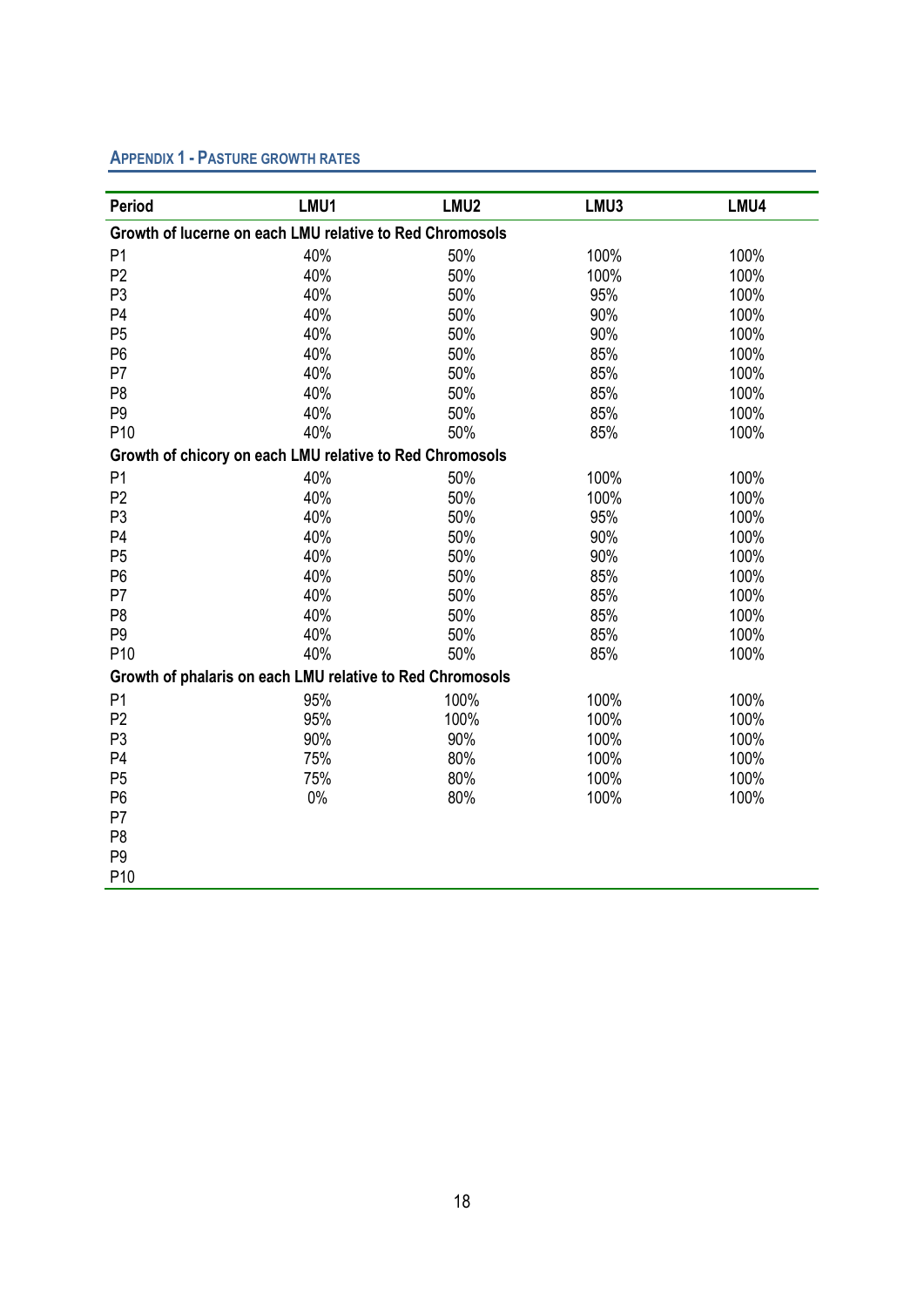## APPENDIX 1 - PASTURE GROWTH RATES

| Period | LMU1 | LMU2 | LMU3 | LMU4 |
|---|---|---|---|---|
| **Growth of lucerne on each LMU relative to Red Chromosols** | | | | |
| P1 | 40% | 50% | 100% | 100% |
| P2 | 40% | 50% | 100% | 100% |
| P3 | 40% | 50% | 95% | 100% |
| P4 | 40% | 50% | 90% | 100% |
| P5 | 40% | 50% | 90% | 100% |
| P6 | 40% | 50% | 85% | 100% |
| P7 | 40% | 50% | 85% | 100% |
| P8 | 40% | 50% | 85% | 100% |
| P9 | 40% | 50% | 85% | 100% |
| P10 | 40% | 50% | 85% | 100% |
| **Growth of chicory on each LMU relative to Red Chromosols** | | | | |
| P1 | 40% | 50% | 100% | 100% |
| P2 | 40% | 50% | 100% | 100% |
| P3 | 40% | 50% | 95% | 100% |
| P4 | 40% | 50% | 90% | 100% |
| P5 | 40% | 50% | 90% | 100% |
| P6 | 40% | 50% | 85% | 100% |
| P7 | 40% | 50% | 85% | 100% |
| P8 | 40% | 50% | 85% | 100% |
| P9 | 40% | 50% | 85% | 100% |
| P10 | 40% | 50% | 85% | 100% |
| **Growth of phalaris on each LMU relative to Red Chromosols** | | | | |
| P1 | 95% | 100% | 100% | 100% |
| P2 | 95% | 100% | 100% | 100% |
| P3 | 90% | 90% | 100% | 100% |
| P4 | 75% | 80% | 100% | 100% |
| P5 | 75% | 80% | 100% | 100% |
| P6 | 0% | 80% | 100% | 100% |
| P7 | | | | |
| P8 | | | | |
| P9 | | | | |
| P10 | | | | |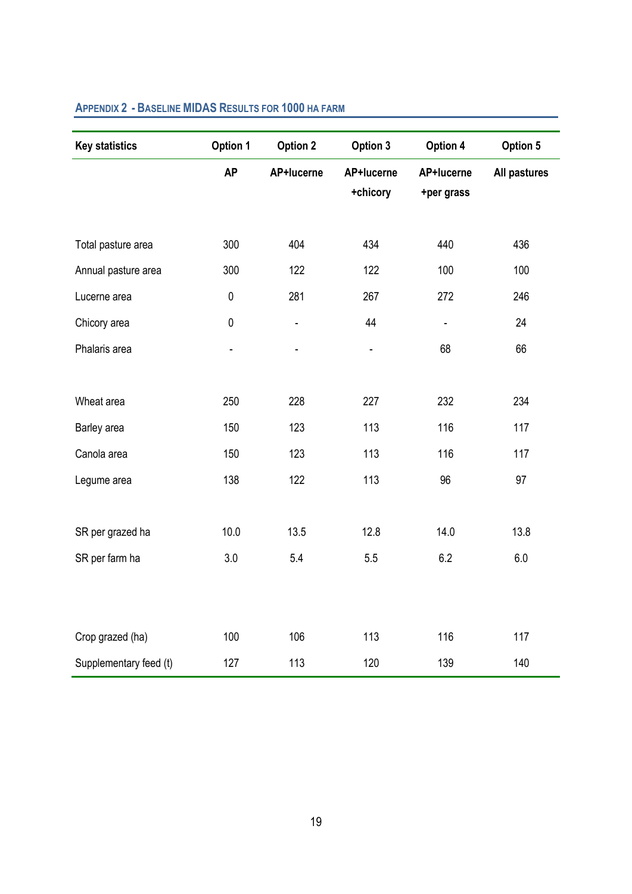## Appendix 2 - Baseline MIDAS Results for 1000 ha farm

| Key statistics | Option 1 | Option 2 | Option 3 | Option 4 | Option 5 |
|---|---|---|---|---|---|
| | AP | AP+lucerne | AP+lucerne +chicory | AP+lucerne +per grass | All pastures |
| Total pasture area | 300 | 404 | 434 | 440 | 436 |
| Annual pasture area | 300 | 122 | 122 | 100 | 100 |
| Lucerne area | 0 | 281 | 267 | 272 | 246 |
| Chicory area | 0 | - | 44 | - | 24 |
| Phalaris area | - | - | - | 68 | 66 |
| Wheat area | 250 | 228 | 227 | 232 | 234 |
| Barley area | 150 | 123 | 113 | 116 | 117 |
| Canola area | 150 | 123 | 113 | 116 | 117 |
| Legume area | 138 | 122 | 113 | 96 | 97 |
| SR per grazed ha | 10.0 | 13.5 | 12.8 | 14.0 | 13.8 |
| SR per farm ha | 3.0 | 5.4 | 5.5 | 6.2 | 6.0 |
| Crop grazed (ha) | 100 | 106 | 113 | 116 | 117 |
| Supplementary feed (t) | 127 | 113 | 120 | 139 | 140 |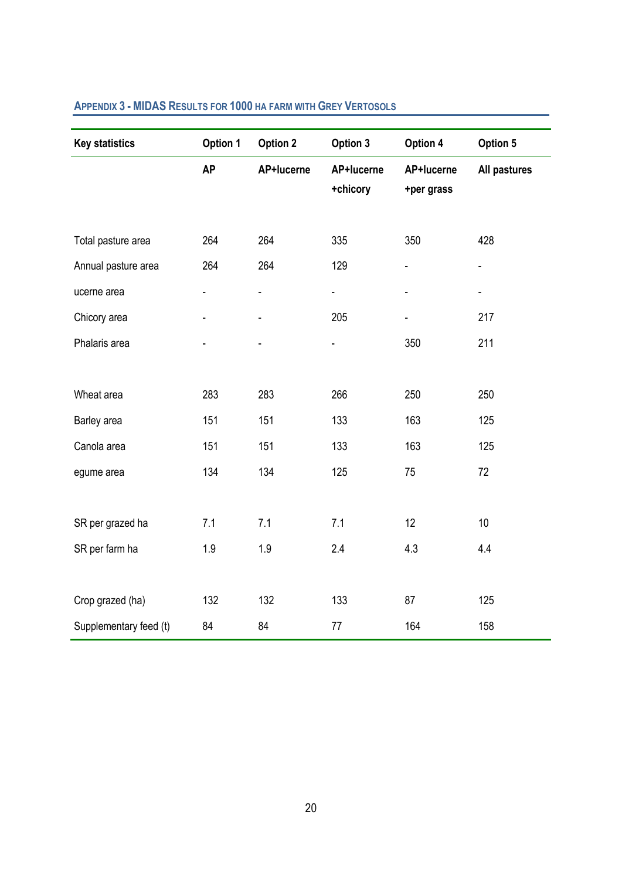## Appendix 3 - MIDAS Results for 1000 ha farm with Grey Vertosols

| Key statistics | Option 1 | Option 2 | Option 3 | Option 4 | Option 5 |
|---|---|---|---|---|---|
| | **AP** | **AP+lucerne** | **AP+lucerne +chicory** | **AP+lucerne +per grass** | **All pastures** |
| Total pasture area | 264 | 264 | 335 | 350 | 428 |
| Annual pasture area | 264 | 264 | 129 | - | - |
| ucerne area | - | - | - | - | - |
| Chicory area | - | - | 205 | - | 217 |
| Phalaris area | - | - | - | 350 | 211 |
| Wheat area | 283 | 283 | 266 | 250 | 250 |
| Barley area | 151 | 151 | 133 | 163 | 125 |
| Canola area | 151 | 151 | 133 | 163 | 125 |
| egume area | 134 | 134 | 125 | 75 | 72 |
| SR per grazed ha | 7.1 | 7.1 | 7.1 | 12 | 10 |
| SR per farm ha | 1.9 | 1.9 | 2.4 | 4.3 | 4.4 |
| Crop grazed (ha) | 132 | 132 | 133 | 87 | 125 |
| Supplementary feed (t) | 84 | 84 | 77 | 164 | 158 |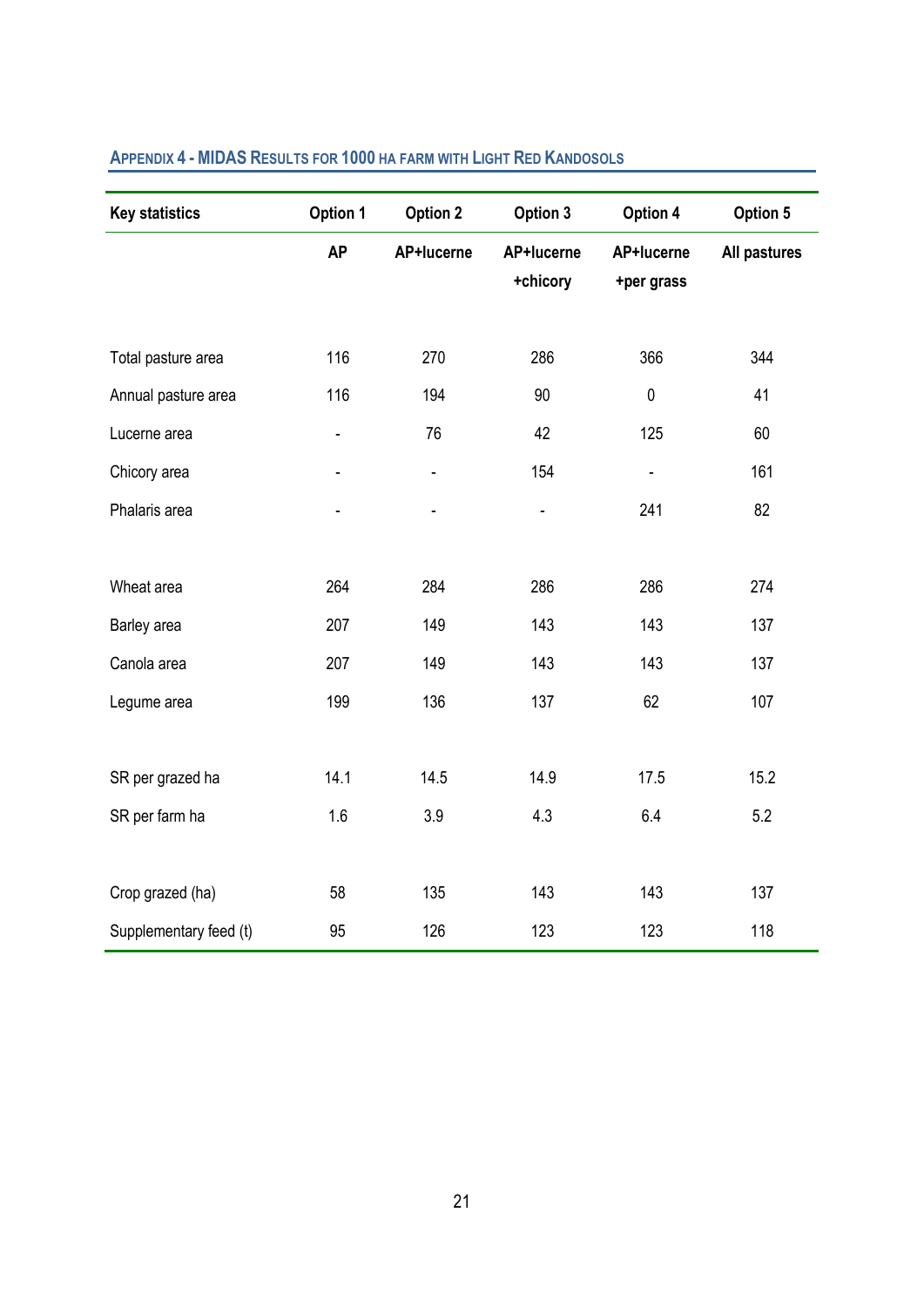## Appendix 4 - MIDAS Results for 1000 ha farm with Light Red Kandosols

| Key statistics | Option 1 | Option 2 | Option 3 | Option 4 | Option 5 |
|---|---|---|---|---|---|
| | AP | AP+lucerne | AP+lucerne +chicory | AP+lucerne +per grass | All pastures |
| Total pasture area | 116 | 270 | 286 | 366 | 344 |
| Annual pasture area | 116 | 194 | 90 | 0 | 41 |
| Lucerne area | - | 76 | 42 | 125 | 60 |
| Chicory area | - | - | 154 | - | 161 |
| Phalaris area | - | - | - | 241 | 82 |
| Wheat area | 264 | 284 | 286 | 286 | 274 |
| Barley area | 207 | 149 | 143 | 143 | 137 |
| Canola area | 207 | 149 | 143 | 143 | 137 |
| Legume area | 199 | 136 | 137 | 62 | 107 |
| SR per grazed ha | 14.1 | 14.5 | 14.9 | 17.5 | 15.2 |
| SR per farm ha | 1.6 | 3.9 | 4.3 | 6.4 | 5.2 |
| Crop grazed (ha) | 58 | 135 | 143 | 143 | 137 |
| Supplementary feed (t) | 95 | 126 | 123 | 123 | 118 |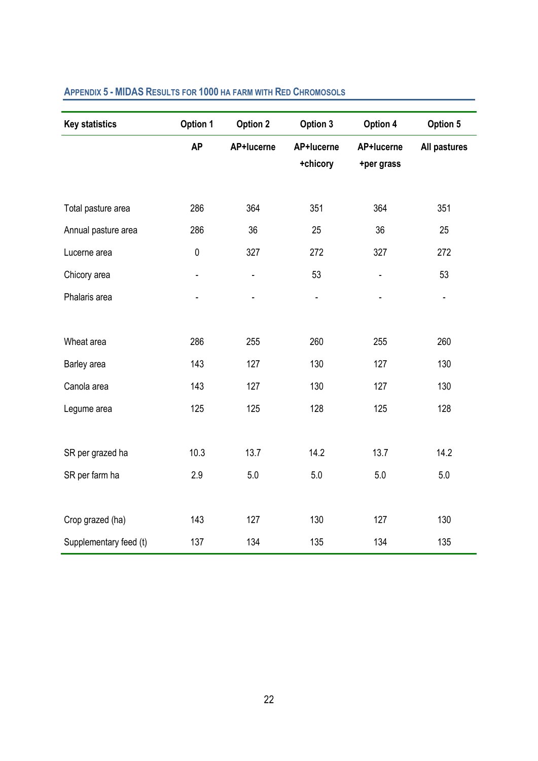## Appendix 5 - MIDAS Results for 1000 ha farm with Red Chromosols

| Key statistics | Option 1 | Option 2 | Option 3 | Option 4 | Option 5 |
|---|---|---|---|---|---|
| | AP | AP+lucerne | AP+lucerne +chicory | AP+lucerne +per grass | All pastures |
| Total pasture area | 286 | 364 | 351 | 364 | 351 |
| Annual pasture area | 286 | 36 | 25 | 36 | 25 |
| Lucerne area | 0 | 327 | 272 | 327 | 272 |
| Chicory area | - | - | 53 | - | 53 |
| Phalaris area | - | - | - | - | - |
| Wheat area | 286 | 255 | 260 | 255 | 260 |
| Barley area | 143 | 127 | 130 | 127 | 130 |
| Canola area | 143 | 127 | 130 | 127 | 130 |
| Legume area | 125 | 125 | 128 | 125 | 128 |
| SR per grazed ha | 10.3 | 13.7 | 14.2 | 13.7 | 14.2 |
| SR per farm ha | 2.9 | 5.0 | 5.0 | 5.0 | 5.0 |
| Crop grazed (ha) | 143 | 127 | 130 | 127 | 130 |
| Supplementary feed (t) | 137 | 134 | 135 | 134 | 135 |